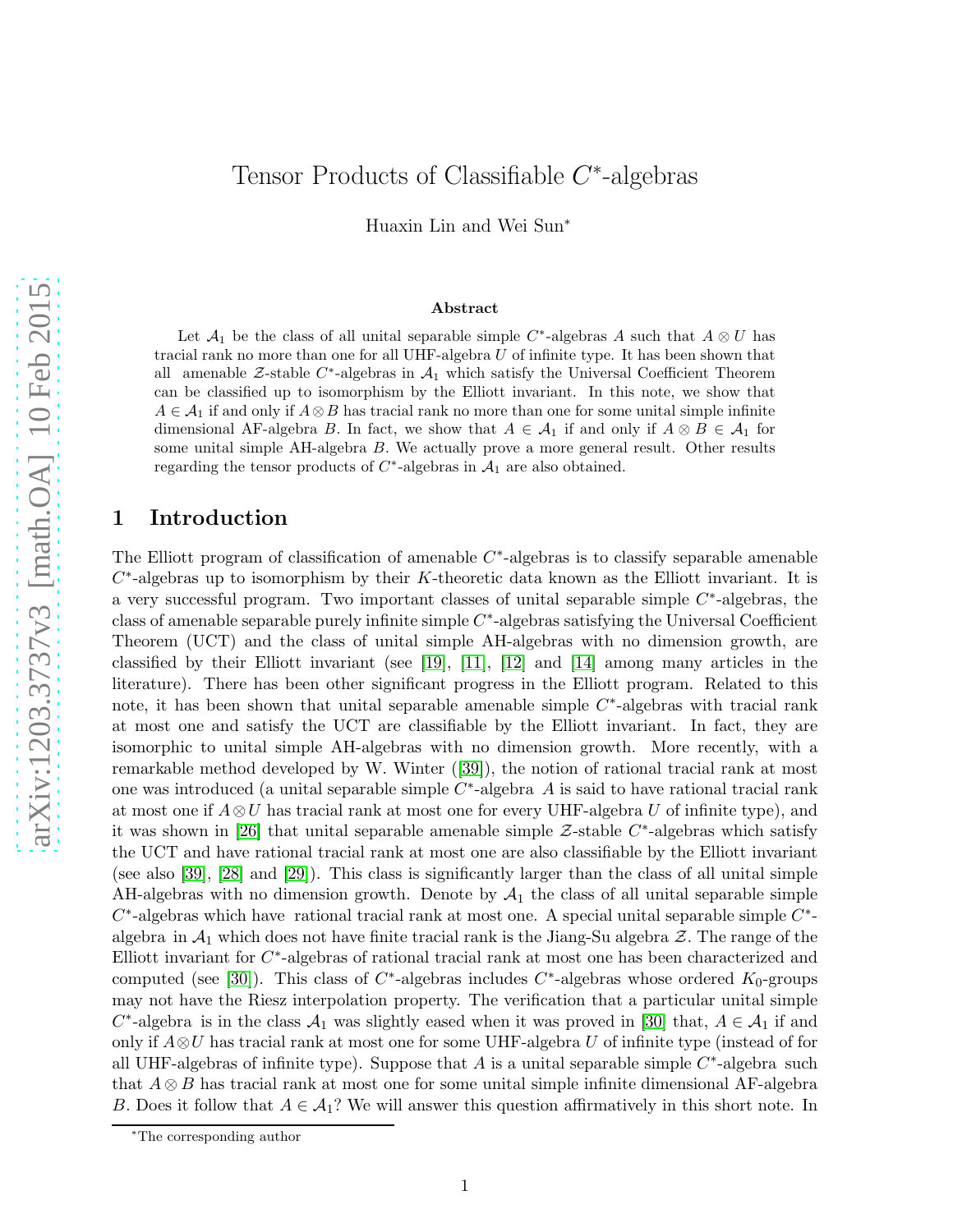# Tensor Products of Classifiable $C^*$-algebras

Huaxin Lin and Wei Sun*

### Abstract

Let $\mathcal{A}_1$ be the class of all unital separable simple $C^*$-algebras $A$ such that $A \otimes U$ has tracial rank no more than one for all UHF-algebra $U$ of infinite type. It has been shown that all amenable $\mathcal{Z}$-stable $C^*$-algebras in $\mathcal{A}_1$ which satisfy the Universal Coefficient Theorem can be classified up to isomorphism by the Elliott invariant. In this note, we show that $A \in \mathcal{A}_1$ if and only if $A \otimes B$ has tracial rank no more than one for some unital simple infinite dimensional AF-algebra $B$. In fact, we show that $A \in \mathcal{A}_1$ if and only if $A \otimes B \in \mathcal{A}_1$ for some unital simple AH-algebra $B$. We actually prove a more general result. Other results regarding the tensor products of $C^*$-algebras in $\mathcal{A}_1$ are also obtained.

## 1 Introduction

The Elliott program of classification of amenable $C^*$-algebras is to classify separable amenable $C^*$-algebras up to isomorphism by their $K$-theoretic data known as the Elliott invariant. It is a very successful program. Two important classes of unital separable simple $C^*$-algebras, the class of amenable separable purely infinite simple $C^*$-algebras satisfying the Universal Coefficient Theorem (UCT) and the class of unital simple AH-algebras with no dimension growth, are classified by their Elliott invariant (see [19], [11], [12] and [14] among many articles in the literature). There has been other significant progress in the Elliott program. Related to this note, it has been shown that unital separable amenable simple $C^*$-algebras with tracial rank at most one and satisfy the UCT are classifiable by the Elliott invariant. In fact, they are isomorphic to unital simple AH-algebras with no dimension growth. More recently, with a remarkable method developed by W. Winter ([39]), the notion of rational tracial rank at most one was introduced (a unital separable simple $C^*$-algebra $A$ is said to have rational tracial rank at most one if $A \otimes U$ has tracial rank at most one for every UHF-algebra $U$ of infinite type), and it was shown in [26] that unital separable amenable simple $\mathcal{Z}$-stable $C^*$-algebras which satisfy the UCT and have rational tracial rank at most one are also classifiable by the Elliott invariant (see also [39], [28] and [29]). This class is significantly larger than the class of all unital simple AH-algebras with no dimension growth. Denote by $\mathcal{A}_1$ the class of all unital separable simple $C^*$-algebras which have rational tracial rank at most one. A special unital separable simple $C^*$-algebra in $\mathcal{A}_1$ which does not have finite tracial rank is the Jiang-Su algebra $\mathcal{Z}$. The range of the Elliott invariant for $C^*$-algebras of rational tracial rank at most one has been characterized and computed (see [30]). This class of $C^*$-algebras includes $C^*$-algebras whose ordered $K_0$-groups may not have the Riesz interpolation property. The verification that a particular unital simple $C^*$-algebra is in the class $\mathcal{A}_1$ was slightly eased when it was proved in [30] that, $A \in \mathcal{A}_1$ if and only if $A \otimes U$ has tracial rank at most one for some UHF-algebra $U$ of infinite type (instead of for all UHF-algebras of infinite type). Suppose that $A$ is a unital separable simple $C^*$-algebra such that $A \otimes B$ has tracial rank at most one for some unital simple infinite dimensional AF-algebra $B$. Does it follow that $A \in \mathcal{A}_1$? We will answer this question affirmatively in this short note. In

*The corresponding author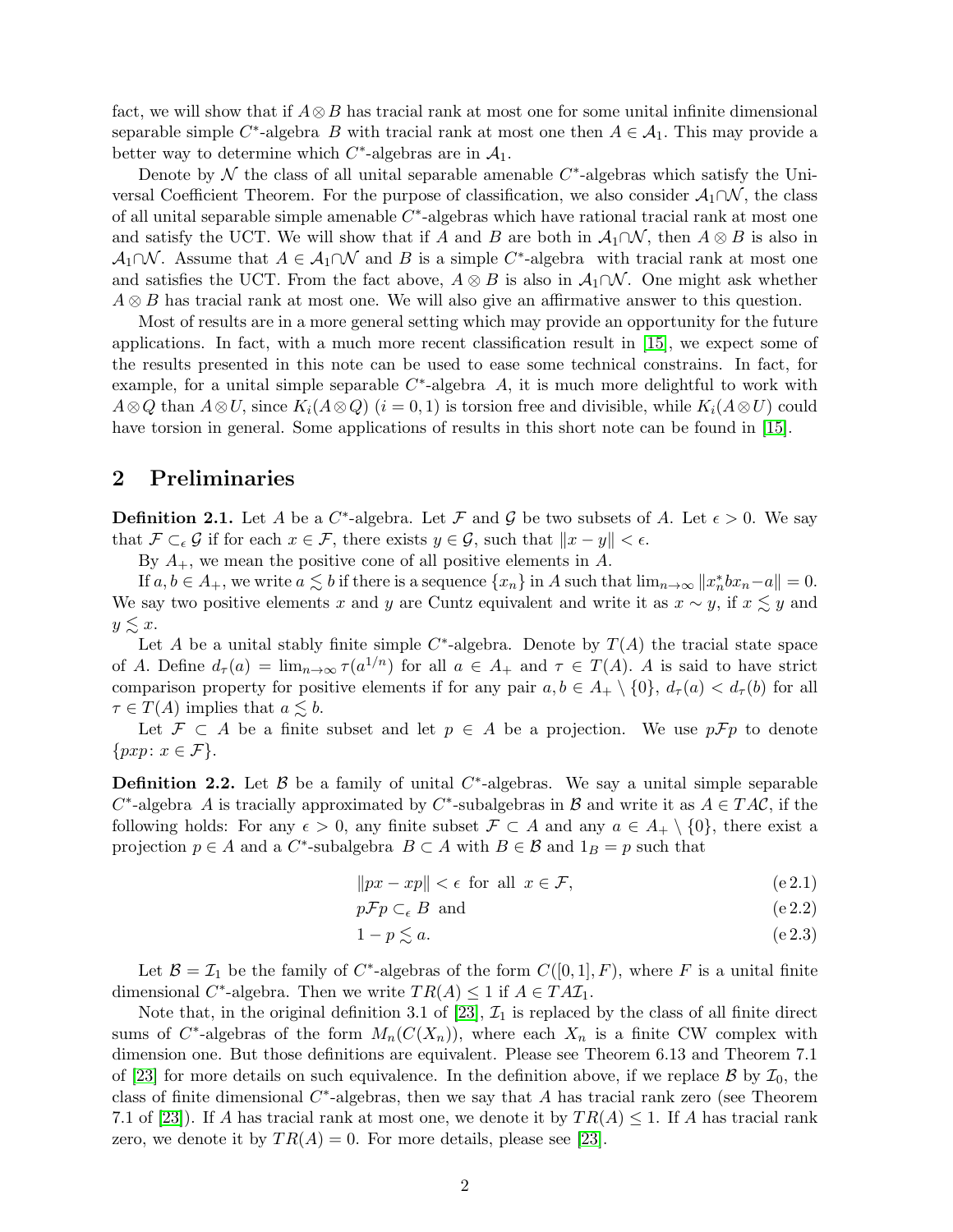fact, we will show that if $A\otimes B$ has tracial rank at most one for some unital infinite dimensional separable simple $C^*$-algebra $B$ with tracial rank at most one then $A \in \mathcal{A}_1$. This may provide a better way to determine which $C^*$-algebras are in $\mathcal{A}_1$.

Denote by $\mathcal{N}$ the class of all unital separable amenable $C^*$-algebras which satisfy the Universal Coefficient Theorem. For the purpose of classification, we also consider $\mathcal{A}_1 \cap \mathcal{N}$, the class of all unital separable simple amenable $C^*$-algebras which have rational tracial rank at most one and satisfy the UCT. We will show that if $A$ and $B$ are both in $\mathcal{A}_1 \cap \mathcal{N}$, then $A\otimes B$ is also in $\mathcal{A}_1 \cap \mathcal{N}$. Assume that $A \in \mathcal{A}_1 \cap \mathcal{N}$ and $B$ is a simple $C^*$-algebra with tracial rank at most one and satisfies the UCT. From the fact above, $A\otimes B$ is also in $\mathcal{A}_1 \cap \mathcal{N}$. One might ask whether $A\otimes B$ has tracial rank at most one. We will also give an affirmative answer to this question.

Most of results are in a more general setting which may provide an opportunity for the future applications. In fact, with a much more recent classification result in [15], we expect some of the results presented in this note can be used to ease some technical constrains. In fact, for example, for a unital simple separable $C^*$-algebra $A$, it is much more delightful to work with $A\otimes Q$ than $A\otimes U$, since $K_i(A\otimes Q)$ $(i = 0, 1)$ is torsion free and divisible, while $K_i(A\otimes U)$ could have torsion in general. Some applications of results in this short note can be found in [15].

## 2 Preliminaries

**Definition 2.1.** Let $A$ be a $C^*$-algebra. Let $\mathcal{F}$ and $\mathcal{G}$ be two subsets of $A$. Let $\epsilon > 0$. We say that $\mathcal{F} \subset_\epsilon \mathcal{G}$ if for each $x \in \mathcal{F}$, there exists $y \in \mathcal{G}$, such that $\|x - y\| < \epsilon$.

By $A_+$, we mean the positive cone of all positive elements in $A$.

If $a, b \in A_+$, we write $a \lesssim b$ if there is a sequence $\{x_n\}$ in $A$ such that $\lim_{n\to\infty} \|x_n^* b x_n - a\| = 0$. We say two positive elements $x$ and $y$ are Cuntz equivalent and write it as $x \sim y$, if $x \lesssim y$ and $y \lesssim x$.

Let $A$ be a unital stably finite simple $C^*$-algebra. Denote by $T(A)$ the tracial state space of $A$. Define $d_\tau(a) = \lim_{n\to\infty} \tau(a^{1/n})$ for all $a \in A_+$ and $\tau \in T(A)$. $A$ is said to have strict comparison property for positive elements if for any pair $a, b \in A_+ \setminus \{0\}$, $d_\tau(a) < d_\tau(b)$ for all $\tau \in T(A)$ implies that $a \lesssim b$.

Let $\mathcal{F} \subset A$ be a finite subset and let $p \in A$ be a projection. We use $p\mathcal{F}p$ to denote $\{pxp \colon x \in \mathcal{F}\}$.

**Definition 2.2.** Let $\mathcal{B}$ be a family of unital $C^*$-algebras. We say a unital simple separable $C^*$-algebra $A$ is tracially approximated by $C^*$-subalgebras in $\mathcal{B}$ and write it as $A \in TA\mathcal{C}$, if the following holds: For any $\epsilon > 0$, any finite subset $\mathcal{F} \subset A$ and any $a \in A_+ \setminus \{0\}$, there exist a projection $p \in A$ and a $C^*$-subalgebra $B \subset A$ with $B \in \mathcal{B}$ and $1_B = p$ such that

$$\|px - xp\| < \epsilon \ \text{ for all } \ x \in \mathcal{F}, \tag{e 2.1}$$

$$p\mathcal{F}p \subset_\epsilon B \ \text{ and} \tag{e 2.2}$$

$$1 - p \lesssim a. \tag{e 2.3}$$

Let $\mathcal{B} = \mathcal{I}_1$ be the family of $C^*$-algebras of the form $C([0, 1], F)$, where $F$ is a unital finite dimensional $C^*$-algebra. Then we write $TR(A) \le 1$ if $A \in TA\mathcal{I}_1$.

Note that, in the original definition 3.1 of [23], $\mathcal{I}_1$ is replaced by the class of all finite direct sums of $C^*$-algebras of the form $M_n(C(X_n))$, where each $X_n$ is a finite CW complex with dimension one. But those definitions are equivalent. Please see Theorem 6.13 and Theorem 7.1 of [23] for more details on such equivalence. In the definition above, if we replace $\mathcal{B}$ by $\mathcal{I}_0$, the class of finite dimensional $C^*$-algebras, then we say that $A$ has tracial rank zero (see Theorem 7.1 of [23]). If $A$ has tracial rank at most one, we denote it by $TR(A) \le 1$. If $A$ has tracial rank zero, we denote it by $TR(A) = 0$. For more details, please see [23].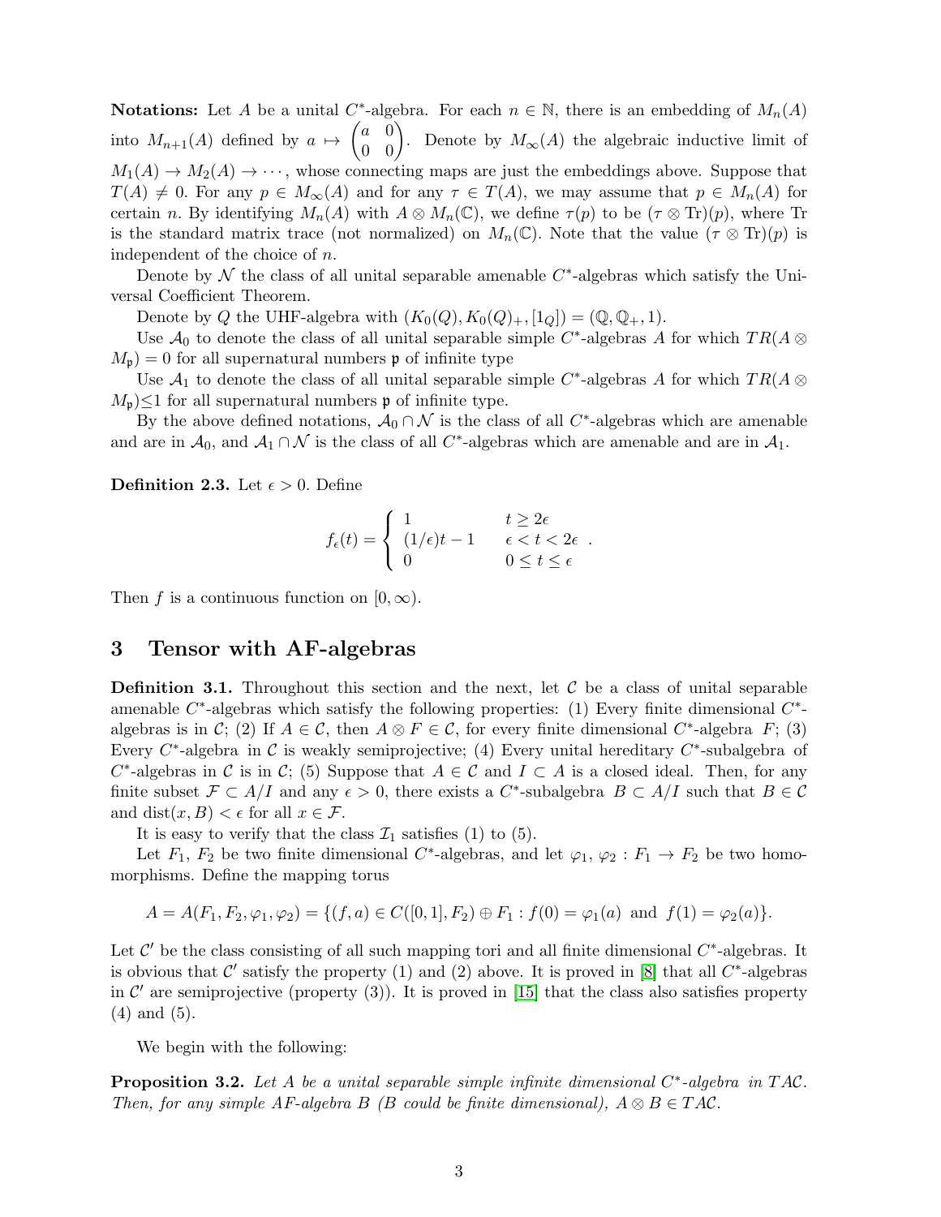**Notations:** Let $A$ be a unital $C^*$-algebra. For each $n \in \mathbb{N}$, there is an embedding of $M_n(A)$ into $M_{n+1}(A)$ defined by $a \mapsto \begin{pmatrix} a & 0 \\ 0 & 0 \end{pmatrix}$. Denote by $M_\infty(A)$ the algebraic inductive limit of $M_1(A) \to M_2(A) \to \cdots$, whose connecting maps are just the embeddings above. Suppose that $T(A) \neq 0$. For any $p \in M_\infty(A)$ and for any $\tau \in T(A)$, we may assume that $p \in M_n(A)$ for certain $n$. By identifying $M_n(A)$ with $A \otimes M_n(\mathbb{C})$, we define $\tau(p)$ to be $(\tau \otimes \mathrm{Tr})(p)$, where Tr is the standard matrix trace (not normalized) on $M_n(\mathbb{C})$. Note that the value $(\tau \otimes \mathrm{Tr})(p)$ is independent of the choice of $n$.

Denote by $\mathcal{N}$ the class of all unital separable amenable $C^*$-algebras which satisfy the Universal Coefficient Theorem.

Denote by $Q$ the UHF-algebra with $(K_0(Q), K_0(Q)_+, [1_Q]) = (\mathbb{Q}, \mathbb{Q}_+, 1)$.

Use $\mathcal{A}_0$ to denote the class of all unital separable simple $C^*$-algebras $A$ for which $TR(A \otimes M_\mathfrak{p}) = 0$ for all supernatural numbers $\mathfrak{p}$ of infinite type

Use $\mathcal{A}_1$ to denote the class of all unital separable simple $C^*$-algebras $A$ for which $TR(A \otimes M_\mathfrak{p}) \leq 1$ for all supernatural numbers $\mathfrak{p}$ of infinite type.

By the above defined notations, $\mathcal{A}_0 \cap \mathcal{N}$ is the class of all $C^*$-algebras which are amenable and are in $\mathcal{A}_0$, and $\mathcal{A}_1 \cap \mathcal{N}$ is the class of all $C^*$-algebras which are amenable and are in $\mathcal{A}_1$.

**Definition 2.3.** Let $\epsilon > 0$. Define

$$f_\epsilon(t) = \begin{cases} 1 & t \geq 2\epsilon \\ (1/\epsilon)t - 1 & \epsilon < t < 2\epsilon \\ 0 & 0 \leq t \leq \epsilon \end{cases}.$$

Then $f$ is a continuous function on $[0, \infty)$.

# 3 Tensor with AF-algebras

**Definition 3.1.** Throughout this section and the next, let $\mathcal{C}$ be a class of unital separable amenable $C^*$-algebras which satisfy the following properties: (1) Every finite dimensional $C^*$-algebras is in $\mathcal{C}$; (2) If $A \in \mathcal{C}$, then $A \otimes F \in \mathcal{C}$, for every finite dimensional $C^*$-algebra $F$; (3) Every $C^*$-algebra in $\mathcal{C}$ is weakly semiprojective; (4) Every unital hereditary $C^*$-subalgebra of $C^*$-algebras in $\mathcal{C}$ is in $\mathcal{C}$; (5) Suppose that $A \in \mathcal{C}$ and $I \subset A$ is a closed ideal. Then, for any finite subset $\mathcal{F} \subset A/I$ and any $\epsilon > 0$, there exists a $C^*$-subalgebra $B \subset A/I$ such that $B \in \mathcal{C}$ and $\mathrm{dist}(x, B) < \epsilon$ for all $x \in \mathcal{F}$.

It is easy to verify that the class $\mathcal{I}_1$ satisfies (1) to (5).

Let $F_1$, $F_2$ be two finite dimensional $C^*$-algebras, and let $\varphi_1, \varphi_2 : F_1 \to F_2$ be two homomorphisms. Define the mapping torus

$$A = A(F_1, F_2, \varphi_1, \varphi_2) = \{(f, a) \in C([0,1], F_2) \oplus F_1 : f(0) = \varphi_1(a) \text{ and } f(1) = \varphi_2(a)\}.$$

Let $\mathcal{C}'$ be the class consisting of all such mapping tori and all finite dimensional $C^*$-algebras. It is obvious that $\mathcal{C}'$ satisfy the property (1) and (2) above. It is proved in [8] that all $C^*$-algebras in $\mathcal{C}'$ are semiprojective (property (3)). It is proved in [15] that the class also satisfies property (4) and (5).

We begin with the following:

**Proposition 3.2.** *Let $A$ be a unital separable simple infinite dimensional $C^*$-algebra in $TA\mathcal{C}$. Then, for any simple AF-algebra $B$ ($B$ could be finite dimensional), $A \otimes B \in TA\mathcal{C}$.*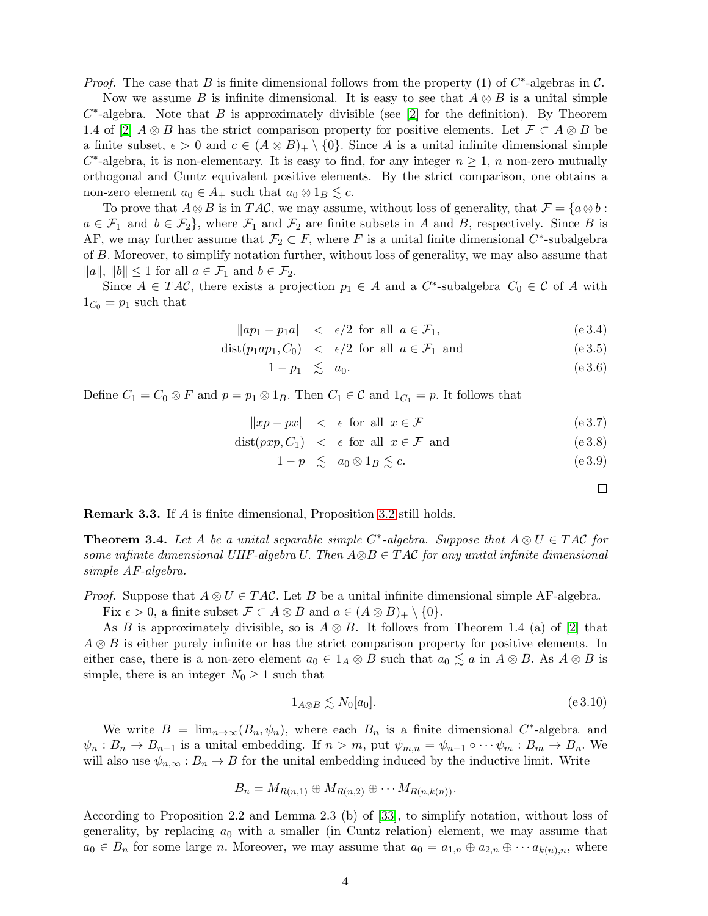*Proof.* The case that $B$ is finite dimensional follows from the property (1) of $C^*$-algebras in $\mathcal{C}$.

Now we assume $B$ is infinite dimensional. It is easy to see that $A \otimes B$ is a unital simple $C^*$-algebra. Note that $B$ is approximately divisible (see [2] for the definition). By Theorem 1.4 of [2] $A \otimes B$ has the strict comparison property for positive elements. Let $\mathcal{F} \subset A \otimes B$ be a finite subset, $\epsilon > 0$ and $c \in (A \otimes B)_+ \setminus \{0\}$. Since $A$ is a unital infinite dimensional simple $C^*$-algebra, it is non-elementary. It is easy to find, for any integer $n \geq 1$, $n$ non-zero mutually orthogonal and Cuntz equivalent positive elements. By the strict comparison, one obtains a non-zero element $a_0 \in A_+$ such that $a_0 \otimes 1_B \lesssim c$.

To prove that $A \otimes B$ is in $TA\mathcal{C}$, we may assume, without loss of generality, that $\mathcal{F} = \{a \otimes b : a \in \mathcal{F}_1 \text{ and } b \in \mathcal{F}_2\}$, where $\mathcal{F}_1$ and $\mathcal{F}_2$ are finite subsets in $A$ and $B$, respectively. Since $B$ is AF, we may further assume that $\mathcal{F}_2 \subset F$, where $F$ is a unital finite dimensional $C^*$-subalgebra of $B$. Moreover, to simplify notation further, without loss of generality, we may also assume that $\|a\|, \|b\| \leq 1$ for all $a \in \mathcal{F}_1$ and $b \in \mathcal{F}_2$.

Since $A \in TA\mathcal{C}$, there exists a projection $p_1 \in A$ and a $C^*$-subalgebra $C_0 \in \mathcal{C}$ of $A$ with $1_{C_0} = p_1$ such that

$$\|ap_1 - p_1 a\| < \epsilon/2 \text{ for all } a \in \mathcal{F}_1, \tag{e 3.4}$$

$$\mathrm{dist}(p_1 a p_1, C_0) < \epsilon/2 \text{ for all } a \in \mathcal{F}_1 \text{ and} \tag{e 3.5}$$

$$1 - p_1 \lesssim a_0. \tag{e 3.6}$$

Define $C_1 = C_0 \otimes F$ and $p = p_1 \otimes 1_B$. Then $C_1 \in \mathcal{C}$ and $1_{C_1} = p$. It follows that

$$\|xp - px\| < \epsilon \text{ for all } x \in \mathcal{F} \tag{e 3.7}$$

$$\mathrm{dist}(pxp, C_1) < \epsilon \text{ for all } x \in \mathcal{F} \text{ and} \tag{e 3.8}$$

$$1 - p \lesssim a_0 \otimes 1_B \lesssim c. \tag{e 3.9}$$

□

**Remark 3.3.** If $A$ is finite dimensional, Proposition 3.2 still holds.

**Theorem 3.4.** *Let $A$ be a unital separable simple $C^*$-algebra. Suppose that $A \otimes U \in TA\mathcal{C}$ for some infinite dimensional UHF-algebra $U$. Then $A \otimes B \in TA\mathcal{C}$ for any unital infinite dimensional simple AF-algebra.*

*Proof.* Suppose that $A \otimes U \in TA\mathcal{C}$. Let $B$ be a unital infinite dimensional simple AF-algebra.

Fix $\epsilon > 0$, a finite subset $\mathcal{F} \subset A \otimes B$ and $a \in (A \otimes B)_+ \setminus \{0\}$.

As $B$ is approximately divisible, so is $A \otimes B$. It follows from Theorem 1.4 (a) of [2] that $A \otimes B$ is either purely infinite or has the strict comparison property for positive elements. In either case, there is a non-zero element $a_0 \in 1_A \otimes B$ such that $a_0 \lesssim a$ in $A \otimes B$. As $A \otimes B$ is simple, there is an integer $N_0 \geq 1$ such that

$$1_{A \otimes B} \lesssim N_0[a_0]. \tag{e 3.10}$$

We write $B = \lim_{n \to \infty}(B_n, \psi_n)$, where each $B_n$ is a finite dimensional $C^*$-algebra and $\psi_n : B_n \to B_{n+1}$ is a unital embedding. If $n > m$, put $\psi_{m,n} = \psi_{n-1} \circ \cdots \psi_m : B_m \to B_n$. We will also use $\psi_{n,\infty} : B_n \to B$ for the unital embedding induced by the inductive limit. Write

$$B_n = M_{R(n,1)} \oplus M_{R(n,2)} \oplus \cdots M_{R(n,k(n))}.$$

According to Proposition 2.2 and Lemma 2.3 (b) of [33], to simplify notation, without loss of generality, by replacing $a_0$ with a smaller (in Cuntz relation) element, we may assume that $a_0 \in B_n$ for some large $n$. Moreover, we may assume that $a_0 = a_{1,n} \oplus a_{2,n} \oplus \cdots a_{k(n),n}$, where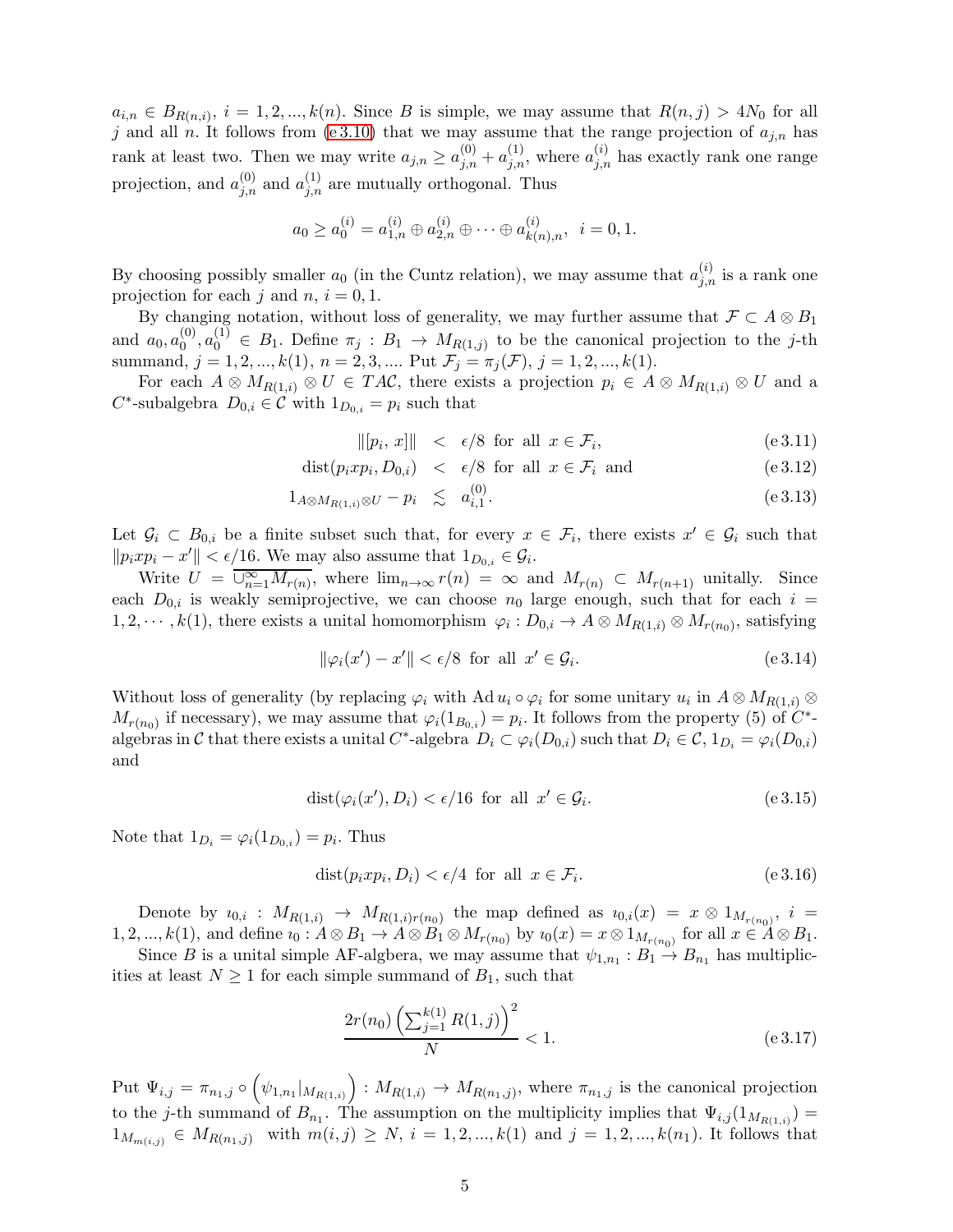$a_{i,n} \in B_{R(n,i)}$, $i = 1, 2, ..., k(n)$. Since $B$ is simple, we may assume that $R(n,j) > 4N_0$ for all $j$ and all $n$. It follows from (e 3.10) that we may assume that the range projection of $a_{j,n}$ has rank at least two. Then we may write $a_{j,n} \geq a_{j,n}^{(0)} + a_{j,n}^{(1)}$, where $a_{j,n}^{(i)}$ has exactly rank one range projection, and $a_{j,n}^{(0)}$ and $a_{j,n}^{(1)}$ are mutually orthogonal. Thus

$$a_0 \geq a_0^{(i)} = a_{1,n}^{(i)} \oplus a_{2,n}^{(i)} \oplus \cdots \oplus a_{k(n),n}^{(i)}, \;\; i = 0, 1.$$

By choosing possibly smaller $a_0$ (in the Cuntz relation), we may assume that $a_{j,n}^{(i)}$ is a rank one projection for each $j$ and $n$, $i = 0, 1$.

By changing notation, without loss of generality, we may further assume that $\mathcal{F} \subset A \otimes B_1$ and $a_0, a_0^{(0)}, a_0^{(1)} \in B_1$. Define $\pi_j : B_1 \to M_{R(1,j)}$ to be the canonical projection to the $j$-th summand, $j = 1, 2, ..., k(1)$, $n = 2, 3, ....$ Put $\mathcal{F}_j = \pi_j(\mathcal{F})$, $j = 1, 2, ..., k(1)$.

For each $A \otimes M_{R(1,i)} \otimes U \in TA\mathcal{C}$, there exists a projection $p_i \in A \otimes M_{R(1,i)} \otimes U$ and a $C^*$-subalgebra $D_{0,i} \in \mathcal{C}$ with $1_{D_{0,i}} = p_i$ such that

$$\|[p_i, x]\| < \epsilon/8 \text{ for all } x \in \mathcal{F}_i, \tag{e 3.11}$$

$$\mathrm{dist}(p_i x p_i, D_{0,i}) < \epsilon/8 \text{ for all } x \in \mathcal{F}_i \text{ and} \tag{e 3.12}$$

$$1_{A \otimes M_{R(1,i)} \otimes U} - p_i \lesssim a_{i,1}^{(0)}. \tag{e 3.13}$$

Let $\mathcal{G}_i \subset B_{0,i}$ be a finite subset such that, for every $x \in \mathcal{F}_i$, there exists $x' \in \mathcal{G}_i$ such that $\|p_i x p_i - x'\| < \epsilon/16$. We may also assume that $1_{D_{0,i}} \in \mathcal{G}_i$.

Write $U = \overline{\cup_{n=1}^{\infty} M_{r(n)}}$, where $\lim_{n\to\infty} r(n) = \infty$ and $M_{r(n)} \subset M_{r(n+1)}$ unitally. Since each $D_{0,i}$ is weakly semiprojective, we can choose $n_0$ large enough, such that for each $i = 1, 2, \cdots, k(1)$, there exists a unital homomorphism $\varphi_i : D_{0,i} \to A \otimes M_{R(1,i)} \otimes M_{r(n_0)}$, satisfying

$$\|\varphi_i(x') - x'\| < \epsilon/8 \text{ for all } x' \in \mathcal{G}_i. \tag{e 3.14}$$

Without loss of generality (by replacing $\varphi_i$ with $\mathrm{Ad}\, u_i \circ \varphi_i$ for some unitary $u_i$ in $A \otimes M_{R(1,i)} \otimes M_{r(n_0)}$ if necessary), we may assume that $\varphi_i(1_{B_{0,i}}) = p_i$. It follows from the property (5) of $C^*$-algebras in $\mathcal{C}$ that there exists a unital $C^*$-algebra $D_i \subset \varphi_i(D_{0,i})$ such that $D_i \in \mathcal{C}$, $1_{D_i} = \varphi_i(D_{0,i})$ and

$$\mathrm{dist}(\varphi_i(x'), D_i) < \epsilon/16 \text{ for all } x' \in \mathcal{G}_i. \tag{e 3.15}$$

Note that $1_{D_i} = \varphi_i(1_{D_{0,i}}) = p_i$. Thus

$$\mathrm{dist}(p_i x p_i, D_i) < \epsilon/4 \text{ for all } x \in \mathcal{F}_i. \tag{e 3.16}$$

Denote by $\imath_{0,i} : M_{R(1,i)} \to M_{R(1,i)r(n_0)}$ the map defined as $\imath_{0,i}(x) = x \otimes 1_{M_{r(n_0)}}$, $i = 1, 2, ..., k(1)$, and define $\imath_0 : A \otimes B_1 \to A \otimes B_1 \otimes M_{r(n_0)}$ by $\imath_0(x) = x \otimes 1_{M_{r(n_0)}}$ for all $x \in A \otimes B_1$.

Since $B$ is a unital simple AF-algbera, we may assume that $\psi_{1,n_1} : B_1 \to B_{n_1}$ has multiplicities at least $N \geq 1$ for each simple summand of $B_1$, such that

$$\frac{2r(n_0)\left(\sum_{j=1}^{k(1)} R(1,j)\right)^2}{N} < 1. \tag{e 3.17}$$

Put $\Psi_{i,j} = \pi_{n_1,j} \circ \left(\psi_{1,n_1}|_{M_{R(1,i)}}\right) : M_{R(1,i)} \to M_{R(n_1,j)}$, where $\pi_{n_1,j}$ is the canonical projection to the $j$-th summand of $B_{n_1}$. The assumption on the multiplicity implies that $\Psi_{i,j}(1_{M_{R(1,i)}}) = 1_{M_{m(i,j)}} \in M_{R(n_1,j)}$ with $m(i,j) \geq N$, $i = 1, 2, ..., k(1)$ and $j = 1, 2, ..., k(n_1)$. It follows that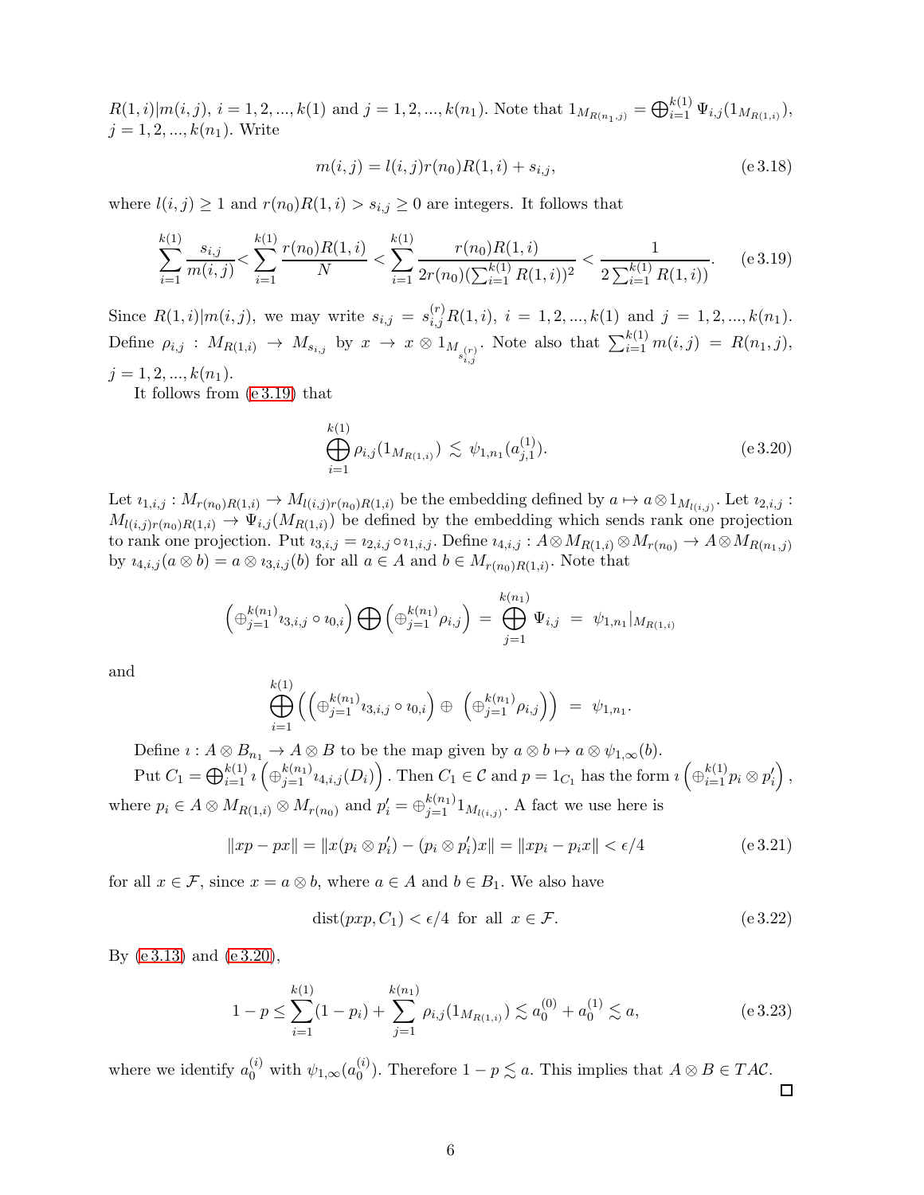$R(1,i)|m(i,j)$, $i=1,2,...,k(1)$ and $j=1,2,...,k(n_1)$. Note that $1_{M_{R(n_1,j)}} = \bigoplus_{i=1}^{k(1)} \Psi_{i,j}(1_{M_{R(1,i)}})$, $j=1,2,...,k(n_1)$. Write

$$m(i,j) = l(i,j)r(n_0)R(1,i) + s_{i,j}, \tag{e 3.18}$$

where $l(i,j) \geq 1$ and $r(n_0)R(1,i) > s_{i,j} \geq 0$ are integers. It follows that

$$\sum_{i=1}^{k(1)} \frac{s_{i,j}}{m(i,j)} < \sum_{i=1}^{k(1)} \frac{r(n_0)R(1,i)}{N} < \sum_{i=1}^{k(1)} \frac{r(n_0)R(1,i)}{2r(n_0)(\sum_{i=1}^{k(1)} R(1,i))^2} < \frac{1}{2\sum_{i=1}^{k(1)} R(1,i))}. \tag{e 3.19}$$

Since $R(1,i)|m(i,j)$, we may write $s_{i,j} = s_{i,j}^{(r)} R(1,i)$, $i=1,2,...,k(1)$ and $j=1,2,...,k(n_1)$. Define $\rho_{i,j} : M_{R(1,i)} \to M_{s_{i,j}}$ by $x \to x \otimes 1_{M_{s_{i,j}^{(r)}}}$. Note also that $\sum_{i=1}^{k(1)} m(i,j) = R(n_1,j)$, $j=1,2,...,k(n_1)$.

It follows from (e 3.19) that

$$\bigoplus_{i=1}^{k(1)} \rho_{i,j}(1_{M_{R(1,i)}}) \lesssim \psi_{1,n_1}(a_{j,1}^{(1)}). \tag{e 3.20}$$

Let $\imath_{1,i,j} : M_{r(n_0)R(1,i)} \to M_{l(i,j)r(n_0)R(1,i)}$ be the embedding defined by $a \mapsto a \otimes 1_{M_{l(i,j)}}$. Let $\imath_{2,i,j} : M_{l(i,j)r(n_0)R(1,i)} \to \Psi_{i,j}(M_{R(1,i)})$ be defined by the embedding which sends rank one projection to rank one projection. Put $\imath_{3,i,j} = \imath_{2,i,j} \circ \imath_{1,i,j}$. Define $\imath_{4,i,j} : A \otimes M_{R(1,i)} \otimes M_{r(n_0)} \to A \otimes M_{R(n_1,j)}$ by $\imath_{4,i,j}(a \otimes b) = a \otimes \imath_{3,i,j}(b)$ for all $a \in A$ and $b \in M_{r(n_0)R(1,i)}$. Note that

$$\left(\oplus_{j=1}^{k(n_1)} \imath_{3,i,j} \circ \imath_{0,i}\right) \bigoplus \left(\oplus_{j=1}^{k(n_1)} \rho_{i,j}\right) = \bigoplus_{j=1}^{k(n_1)} \Psi_{i,j} = \psi_{1,n_1}|_{M_{R(1,i)}}$$

and

$$\bigoplus_{i=1}^{k(1)} \left( \left(\oplus_{j=1}^{k(n_1)} \imath_{3,i,j} \circ \imath_{0,i}\right) \oplus \left(\oplus_{j=1}^{k(n_1)} \rho_{i,j}\right) \right) = \psi_{1,n_1}.$$

Define $\imath : A \otimes B_{n_1} \to A \otimes B$ to be the map given by $a \otimes b \mapsto a \otimes \psi_{1,\infty}(b)$.

Put $C_1 = \bigoplus_{i=1}^{k(1)} \imath\left(\oplus_{j=1}^{k(n_1)} \imath_{4,i,j}(D_i)\right)$. Then $C_1 \in \mathcal{C}$ and $p = 1_{C_1}$ has the form $\imath\left(\oplus_{i=1}^{k(1)} p_i \otimes p_i'\right)$, where $p_i \in A \otimes M_{R(1,i)} \otimes M_{r(n_0)}$ and $p_i' = \oplus_{j=1}^{k(n_1)} 1_{M_{l(i,j)}}$. A fact we use here is

$$\|xp - px\| = \|x(p_i \otimes p_i') - (p_i \otimes p_i')x\| = \|xp_i - p_i x\| < \epsilon/4 \tag{e 3.21}$$

for all $x \in \mathcal{F}$, since $x = a \otimes b$, where $a \in A$ and $b \in B_1$. We also have

$$\mathrm{dist}(pxp, C_1) < \epsilon/4 \text{ for all } x \in \mathcal{F}. \tag{e 3.22}$$

By (e 3.13) and (e 3.20),

$$1 - p \leq \sum_{i=1}^{k(1)} (1 - p_i) + \sum_{j=1}^{k(n_1)} \rho_{i,j}(1_{M_{R(1,i)}}) \lesssim a_0^{(0)} + a_0^{(1)} \lesssim a, \tag{e 3.23}$$

where we identify $a_0^{(i)}$ with $\psi_{1,\infty}(a_0^{(i)})$. Therefore $1 - p \lesssim a$. This implies that $A \otimes B \in TA\mathcal{C}$. □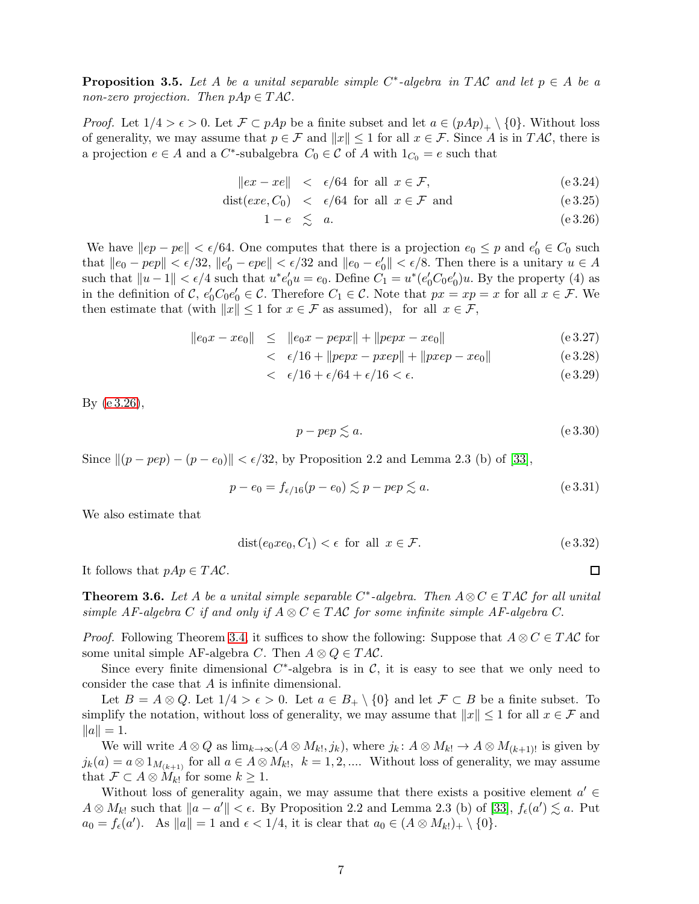**Proposition 3.5.** *Let $A$ be a unital separable simple $C^*$-algebra in $TA\mathcal{C}$ and let $p \in A$ be a non-zero projection. Then $pAp \in TA\mathcal{C}$.*

*Proof.* Let $1/4 > \epsilon > 0$. Let $\mathcal{F} \subset pAp$ be a finite subset and let $a \in (pAp)_+ \setminus \{0\}$. Without loss of generality, we may assume that $p \in \mathcal{F}$ and $\|x\| \leq 1$ for all $x \in \mathcal{F}$. Since $A$ is in $TA\mathcal{C}$, there is a projection $e \in A$ and a $C^*$-subalgebra $C_0 \in \mathcal{C}$ of $A$ with $1_{C_0} = e$ such that

$$\|ex - xe\| < \epsilon/64 \text{ for all } x \in \mathcal{F}, \tag{e 3.24}$$

$$\mathrm{dist}(exe, C_0) < \epsilon/64 \text{ for all } x \in \mathcal{F} \text{ and} \tag{e 3.25}$$

$$1 - e \lesssim a. \tag{e 3.26}$$

We have $\|ep - pe\| < \epsilon/64$. One computes that there is a projection $e_0 \leq p$ and $e_0' \in C_0$ such that $\|e_0 - pep\| < \epsilon/32$, $\|e_0' - epe\| < \epsilon/32$ and $\|e_0 - e_0'\| < \epsilon/8$. Then there is a unitary $u \in A$ such that $\|u - 1\| < \epsilon/4$ such that $u^* e_0' u = e_0$. Define $C_1 = u^*(e_0' C_0 e_0')u$. By the property (4) as in the definition of $\mathcal{C}$, $e_0' C_0 e_0' \in \mathcal{C}$. Therefore $C_1 \in \mathcal{C}$. Note that $px = xp = x$ for all $x \in \mathcal{F}$. We then estimate that (with $\|x\| \leq 1$ for $x \in \mathcal{F}$ as assumed), for all $x \in \mathcal{F}$,

$$\|e_0 x - x e_0\| \leq \|e_0 x - pepx\| + \|pepx - xe_0\| \tag{e 3.27}$$

$$< \epsilon/16 + \|pepx - pxep\| + \|pxep - xe_0\| \tag{e 3.28}$$

$$< \epsilon/16 + \epsilon/64 + \epsilon/16 < \epsilon. \tag{e 3.29}$$

By (e 3.26),

$$p - pep \lesssim a. \tag{e 3.30}$$

Since $\|(p - pep) - (p - e_0)\| < \epsilon/32$, by Proposition 2.2 and Lemma 2.3 (b) of [33],

$$p - e_0 = f_{\epsilon/16}(p - e_0) \lesssim p - pep \lesssim a. \tag{e 3.31}$$

We also estimate that

$$\mathrm{dist}(e_0 x e_0, C_1) < \epsilon \text{ for all } x \in \mathcal{F}. \tag{e 3.32}$$

It follows that $pAp \in TA\mathcal{C}$. $\square$

**Theorem 3.6.** *Let $A$ be a unital simple separable $C^*$-algebra. Then $A \otimes C \in TA\mathcal{C}$ for all unital simple AF-algebra $C$ if and only if $A \otimes C \in TA\mathcal{C}$ for some infinite simple AF-algebra $C$.*

*Proof.* Following Theorem 3.4, it suffices to show the following: Suppose that $A \otimes C \in TA\mathcal{C}$ for some unital simple AF-algebra $C$. Then $A \otimes Q \in TA\mathcal{C}$.

Since every finite dimensional $C^*$-algebra is in $\mathcal{C}$, it is easy to see that we only need to consider the case that $A$ is infinite dimensional.

Let $B = A \otimes Q$. Let $1/4 > \epsilon > 0$. Let $a \in B_+ \setminus \{0\}$ and let $\mathcal{F} \subset B$ be a finite subset. To simplify the notation, without loss of generality, we may assume that $\|x\| \leq 1$ for all $x \in \mathcal{F}$ and $\|a\| = 1$.

We will write $A \otimes Q$ as $\lim_{k \to \infty}(A \otimes M_{k!}, j_k)$, where $j_k \colon A \otimes M_{k!} \to A \otimes M_{(k+1)!}$ is given by $j_k(a) = a \otimes 1_{M_{(k+1)}}$ for all $a \in A \otimes M_{k!}$, $k = 1, 2, \ldots$. Without loss of generality, we may assume that $\mathcal{F} \subset A \otimes M_{k!}$ for some $k \geq 1$.

Without loss of generality again, we may assume that there exists a positive element $a' \in A \otimes M_{k!}$ such that $\|a - a'\| < \epsilon$. By Proposition 2.2 and Lemma 2.3 (b) of [33], $f_\epsilon(a') \lesssim a$. Put $a_0 = f_\epsilon(a')$. As $\|a\| = 1$ and $\epsilon < 1/4$, it is clear that $a_0 \in (A \otimes M_{k!})_+ \setminus \{0\}$.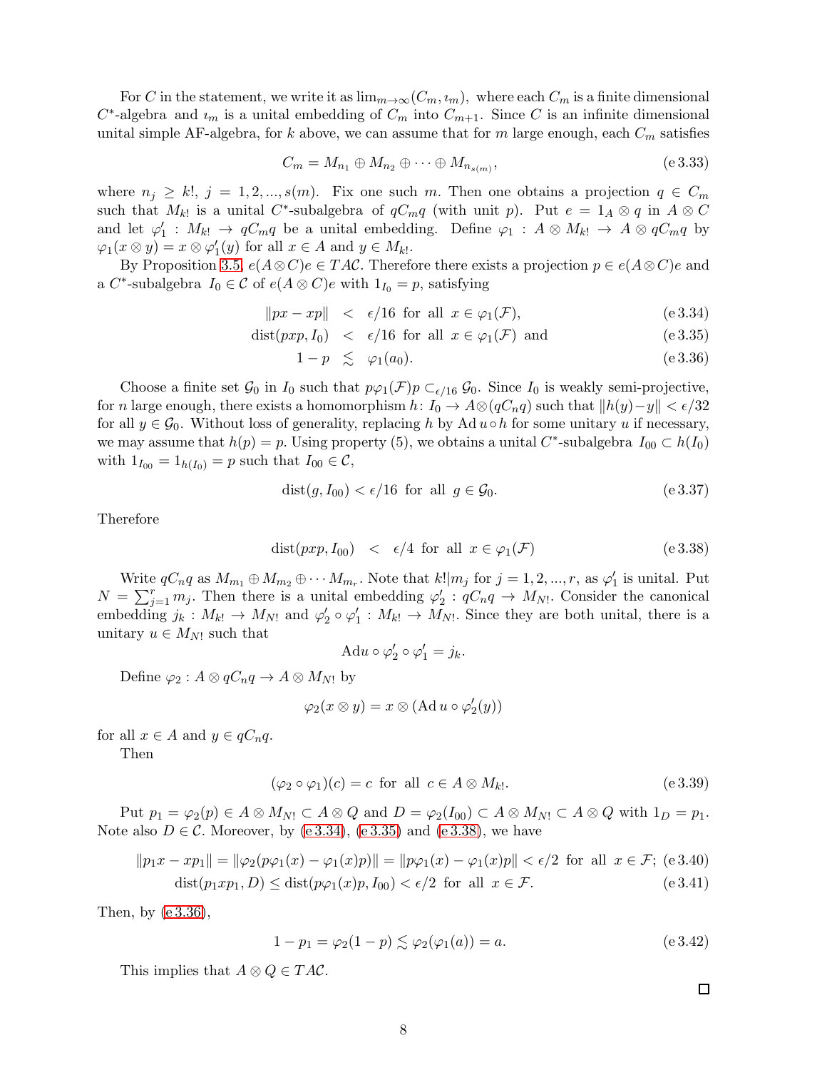For $C$ in the statement, we write it as $\lim_{m\to\infty}(C_m, \imath_m)$, where each $C_m$ is a finite dimensional $C^*$-algebra and $\imath_m$ is a unital embedding of $C_m$ into $C_{m+1}$. Since $C$ is an infinite dimensional unital simple AF-algebra, for $k$ above, we can assume that for $m$ large enough, each $C_m$ satisfies

$$C_m = M_{n_1} \oplus M_{n_2} \oplus \cdots \oplus M_{n_{s(m)}}, \tag{e 3.33}$$

where $n_j \geq k!$, $j = 1, 2, ..., s(m)$. Fix one such $m$. Then one obtains a projection $q \in C_m$ such that $M_{k!}$ is a unital $C^*$-subalgebra of $qC_mq$ (with unit $p$). Put $e = 1_A \otimes q$ in $A \otimes C$ and let $\varphi_1' : M_{k!} \to qC_mq$ be a unital embedding. Define $\varphi_1 : A \otimes M_{k!} \to A \otimes qC_mq$ by $\varphi_1(x \otimes y) = x \otimes \varphi_1'(y)$ for all $x \in A$ and $y \in M_{k!}$.

By Proposition 3.5, $e(A\otimes C)e \in TA\mathcal{C}$. Therefore there exists a projection $p \in e(A\otimes C)e$ and a $C^*$-subalgebra $I_0 \in \mathcal{C}$ of $e(A\otimes C)e$ with $1_{I_0} = p$, satisfying

$$\|px - xp\| \;<\; \epsilon/16 \text{ for all } x \in \varphi_1(\mathcal{F}), \tag{e 3.34}$$

$$\mathrm{dist}(pxp, I_0) \;<\; \epsilon/16 \text{ for all } x \in \varphi_1(\mathcal{F}) \text{ and} \tag{e 3.35}$$

$$1 - p \;\lesssim\; \varphi_1(a_0). \tag{e 3.36}$$

Choose a finite set $\mathcal{G}_0$ in $I_0$ such that $p\varphi_1(\mathcal{F})p \subset_{\epsilon/16} \mathcal{G}_0$. Since $I_0$ is weakly semi-projective, for $n$ large enough, there exists a homomorphism $h\colon I_0 \to A\otimes(qC_nq)$ such that $\|h(y) - y\| < \epsilon/32$ for all $y \in \mathcal{G}_0$. Without loss of generality, replacing $h$ by $\mathrm{Ad}\, u \circ h$ for some unitary $u$ if necessary, we may assume that $h(p) = p$. Using property (5), we obtains a unital $C^*$-subalgebra $I_{00} \subset h(I_0)$ with $1_{I_{00}} = 1_{h(I_0)} = p$ such that $I_{00} \in \mathcal{C}$,

$$\mathrm{dist}(g, I_{00}) < \epsilon/16 \text{ for all } g \in \mathcal{G}_0. \tag{e 3.37}$$

Therefore

$$\mathrm{dist}(pxp, I_{00}) \;<\; \epsilon/4 \text{ for all } x \in \varphi_1(\mathcal{F}) \tag{e 3.38}$$

Write $qC_nq$ as $M_{m_1} \oplus M_{m_2} \oplus \cdots M_{m_r}$. Note that $k!|m_j$ for $j = 1, 2, ..., r$, as $\varphi_1'$ is unital. Put $N = \sum_{j=1}^r m_j$. Then there is a unital embedding $\varphi_2' : qC_nq \to M_{N!}$. Consider the canonical embedding $j_k : M_{k!} \to M_{N!}$ and $\varphi_2' \circ \varphi_1' : M_{k!} \to M_{N!}$. Since they are both unital, there is a unitary $u \in M_{N!}$ such that

$$\mathrm{Ad} u \circ \varphi_2' \circ \varphi_1' = j_k.$$

Define $\varphi_2 : A \otimes qC_nq \to A \otimes M_{N!}$ by

$$\varphi_2(x \otimes y) = x \otimes (\mathrm{Ad}\, u \circ \varphi_2'(y))$$

for all $x \in A$ and $y \in qC_nq$.

Then

$$(\varphi_2 \circ \varphi_1)(c) = c \text{ for all } c \in A \otimes M_{k!}. \tag{e 3.39}$$

Put $p_1 = \varphi_2(p) \in A \otimes M_{N!} \subset A \otimes Q$ and $D = \varphi_2(I_{00}) \subset A \otimes M_{N!} \subset A \otimes Q$ with $1_D = p_1$. Note also $D \in \mathcal{C}$. Moreover, by (e 3.34), (e 3.35) and (e 3.38), we have

$$\|p_1x - xp_1\| = \|\varphi_2(p\varphi_1(x) - \varphi_1(x)p)\| = \|p\varphi_1(x) - \varphi_1(x)p\| < \epsilon/2 \text{ for all } x \in \mathcal{F}; \tag{e 3.40}$$

$$\mathrm{dist}(p_1xp_1, D) \leq \mathrm{dist}(p\varphi_1(x)p, I_{00}) < \epsilon/2 \text{ for all } x \in \mathcal{F}. \tag{e 3.41}$$

Then, by (e 3.36),

$$1 - p_1 = \varphi_2(1 - p) \lesssim \varphi_2(\varphi_1(a)) = a. \tag{e 3.42}$$

This implies that $A \otimes Q \in TA\mathcal{C}$.

□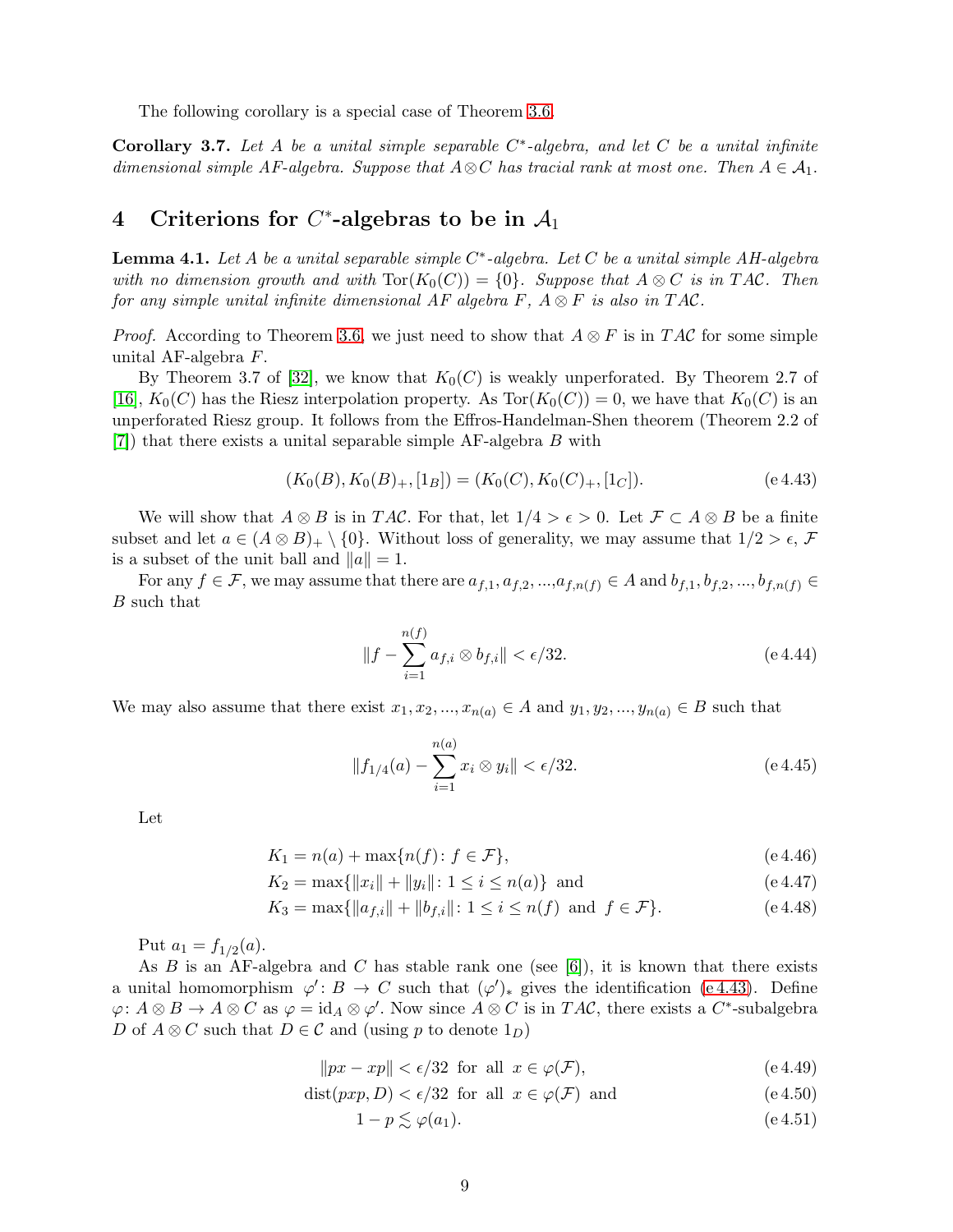The following corollary is a special case of Theorem 3.6.

**Corollary 3.7.** *Let $A$ be a unital simple separable $C^*$-algebra, and let $C$ be a unital infinite dimensional simple AF-algebra. Suppose that $A \otimes C$ has tracial rank at most one. Then $A \in \mathcal{A}_1$.*

## 4 Criterions for $C^*$-algebras to be in $\mathcal{A}_1$

**Lemma 4.1.** *Let $A$ be a unital separable simple $C^*$-algebra. Let $C$ be a unital simple AH-algebra with no dimension growth and with $\mathrm{Tor}(K_0(C)) = \{0\}$. Suppose that $A \otimes C$ is in $TA\mathcal{C}$. Then for any simple unital infinite dimensional AF algebra $F$, $A \otimes F$ is also in $TA\mathcal{C}$.*

*Proof.* According to Theorem 3.6, we just need to show that $A \otimes F$ is in $TA\mathcal{C}$ for some simple unital AF-algebra $F$.

By Theorem 3.7 of [32], we know that $K_0(C)$ is weakly unperforated. By Theorem 2.7 of [16], $K_0(C)$ has the Riesz interpolation property. As $\mathrm{Tor}(K_0(C)) = 0$, we have that $K_0(C)$ is an unperforated Riesz group. It follows from the Effros-Handelman-Shen theorem (Theorem 2.2 of [7]) that there exists a unital separable simple AF-algebra $B$ with

$$(K_0(B), K_0(B)_+, [1_B]) = (K_0(C), K_0(C)_+, [1_C]). \tag{e 4.43}$$

We will show that $A \otimes B$ is in $TA\mathcal{C}$. For that, let $1/4 > \epsilon > 0$. Let $\mathcal{F} \subset A \otimes B$ be a finite subset and let $a \in (A \otimes B)_+ \setminus \{0\}$. Without loss of generality, we may assume that $1/2 > \epsilon$, $\mathcal{F}$ is a subset of the unit ball and $\|a\| = 1$.

For any $f \in \mathcal{F}$, we may assume that there are $a_{f,1}, a_{f,2}, ..., a_{f,n(f)} \in A$ and $b_{f,1}, b_{f,2}, ..., b_{f,n(f)} \in B$ such that

$$\|f - \sum_{i=1}^{n(f)} a_{f,i} \otimes b_{f,i}\| < \epsilon/32. \tag{e 4.44}$$

We may also assume that there exist $x_1, x_2, ..., x_{n(a)} \in A$ and $y_1, y_2, ..., y_{n(a)} \in B$ such that

$$\|f_{1/4}(a) - \sum_{i=1}^{n(a)} x_i \otimes y_i\| < \epsilon/32. \tag{e 4.45}$$

Let

$$K_1 = n(a) + \max\{n(f) \colon f \in \mathcal{F}\}, \tag{e 4.46}$$
$$K_2 = \max\{\|x_i\| + \|y_i\| \colon 1 \le i \le n(a)\} \ \text{and} \tag{e 4.47}$$
$$K_3 = \max\{\|a_{f,i}\| + \|b_{f,i}\| \colon 1 \le i \le n(f) \ \text{and} \ f \in \mathcal{F}\}. \tag{e 4.48}$$

Put $a_1 = f_{1/2}(a)$.

As $B$ is an AF-algebra and $C$ has stable rank one (see [6]), it is known that there exists a unital homomorphism $\varphi' \colon B \to C$ such that $(\varphi')_*$ gives the identification (e 4.43). Define $\varphi \colon A \otimes B \to A \otimes C$ as $\varphi = \mathrm{id}_A \otimes \varphi'$. Now since $A \otimes C$ is in $TA\mathcal{C}$, there exists a $C^*$-subalgebra $D$ of $A \otimes C$ such that $D \in \mathcal{C}$ and (using $p$ to denote $1_D$)

$$\|px - xp\| < \epsilon/32 \ \text{for all} \ x \in \varphi(\mathcal{F}), \tag{e 4.49}$$
$$\mathrm{dist}(pxp, D) < \epsilon/32 \ \text{for all} \ x \in \varphi(\mathcal{F}) \ \text{and} \tag{e 4.50}$$
$$1 - p \lesssim \varphi(a_1). \tag{e 4.51}$$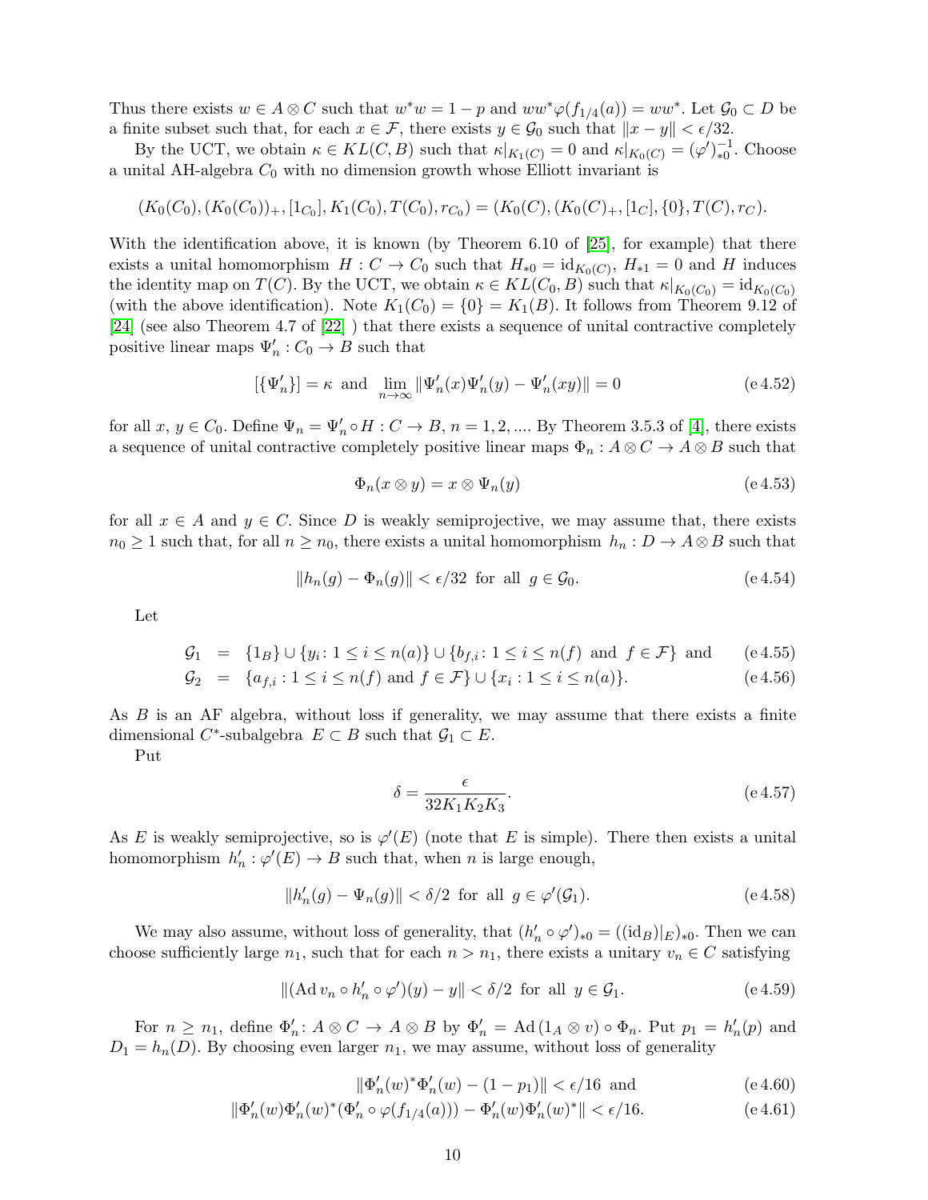Thus there exists $w \in A \otimes C$ such that $w^*w = 1 - p$ and $ww^*\varphi(f_{1/4}(a)) = ww^*$. Let $\mathcal{G}_0 \subset D$ be a finite subset such that, for each $x \in \mathcal{F}$, there exists $y \in \mathcal{G}_0$ such that $\|x - y\| < \epsilon/32$.

By the UCT, we obtain $\kappa \in KL(C, B)$ such that $\kappa|_{K_1(C)} = 0$ and $\kappa|_{K_0(C)} = (\varphi')_{*0}^{-1}$. Choose a unital AH-algebra $C_0$ with no dimension growth whose Elliott invariant is

$$(K_0(C_0), (K_0(C_0))_+, [1_{C_0}], K_1(C_0), T(C_0), r_{C_0}) = (K_0(C), (K_0(C)_+, [1_C], \{0\}, T(C), r_C).$$

With the identification above, it is known (by Theorem 6.10 of [25], for example) that there exists a unital homomorphism $H : C \to C_0$ such that $H_{*0} = \mathrm{id}_{K_0(C)}$, $H_{*1} = 0$ and $H$ induces the identity map on $T(C)$. By the UCT, we obtain $\kappa \in KL(C_0, B)$ such that $\kappa|_{K_0(C_0)} = \mathrm{id}_{K_0(C_0)}$ (with the above identification). Note $K_1(C_0) = \{0\} = K_1(B)$. It follows from Theorem 9.12 of [24] (see also Theorem 4.7 of [22] ) that there exists a sequence of unital contractive completely positive linear maps $\Psi'_n : C_0 \to B$ such that

$$[\{\Psi'_n\}] = \kappa \text{ and } \lim_{n\to\infty} \|\Psi'_n(x)\Psi'_n(y) - \Psi'_n(xy)\| = 0 \tag{e 4.52}$$

for all $x, y \in C_0$. Define $\Psi_n = \Psi'_n \circ H : C \to B$, $n = 1, 2, ....$ By Theorem 3.5.3 of [4], there exists a sequence of unital contractive completely positive linear maps $\Phi_n : A \otimes C \to A \otimes B$ such that

$$\Phi_n(x \otimes y) = x \otimes \Psi_n(y) \tag{e 4.53}$$

for all $x \in A$ and $y \in C$. Since $D$ is weakly semiprojective, we may assume that, there exists $n_0 \geq 1$ such that, for all $n \geq n_0$, there exists a unital homomorphism $h_n : D \to A \otimes B$ such that

$$\|h_n(g) - \Phi_n(g)\| < \epsilon/32 \text{ for all } g \in \mathcal{G}_0. \tag{e 4.54}$$

Let

$$\mathcal{G}_1 = \{1_B\} \cup \{y_i : 1 \leq i \leq n(a)\} \cup \{b_{f,i} : 1 \leq i \leq n(f) \text{ and } f \in \mathcal{F}\} \text{ and} \tag{e 4.55}$$

$$\mathcal{G}_2 = \{a_{f,i} : 1 \leq i \leq n(f) \text{ and } f \in \mathcal{F}\} \cup \{x_i : 1 \leq i \leq n(a)\}. \tag{e 4.56}$$

As $B$ is an AF algebra, without loss if generality, we may assume that there exists a finite dimensional $C^*$-subalgebra $E \subset B$ such that $\mathcal{G}_1 \subset E$.

Put

$$\delta = \frac{\epsilon}{32K_1K_2K_3}. \tag{e 4.57}$$

As $E$ is weakly semiprojective, so is $\varphi'(E)$ (note that $E$ is simple). There then exists a unital homomorphism $h'_n : \varphi'(E) \to B$ such that, when $n$ is large enough,

$$\|h'_n(g) - \Psi_n(g)\| < \delta/2 \text{ for all } g \in \varphi'(\mathcal{G}_1). \tag{e 4.58}$$

We may also assume, without loss of generality, that $(h'_n \circ \varphi')_{*0} = ((\mathrm{id}_B)|_E)_{*0}$. Then we can choose sufficiently large $n_1$, such that for each $n > n_1$, there exists a unitary $v_n \in C$ satisfying

$$\|(\mathrm{Ad}\, v_n \circ h'_n \circ \varphi')(y) - y\| < \delta/2 \text{ for all } y \in \mathcal{G}_1. \tag{e 4.59}$$

For $n \geq n_1$, define $\Phi'_n : A \otimes C \to A \otimes B$ by $\Phi'_n = \mathrm{Ad}\,(1_A \otimes v) \circ \Phi_n$. Put $p_1 = h'_n(p)$ and $D_1 = h_n(D)$. By choosing even larger $n_1$, we may assume, without loss of generality

$$\|\Phi'_n(w)^*\Phi'_n(w) - (1 - p_1)\| < \epsilon/16 \text{ and} \tag{e 4.60}$$

$$\|\Phi'_n(w)\Phi'_n(w)^*(\Phi'_n \circ \varphi(f_{1/4}(a))) - \Phi'_n(w)\Phi'_n(w)^*\| < \epsilon/16. \tag{e 4.61}$$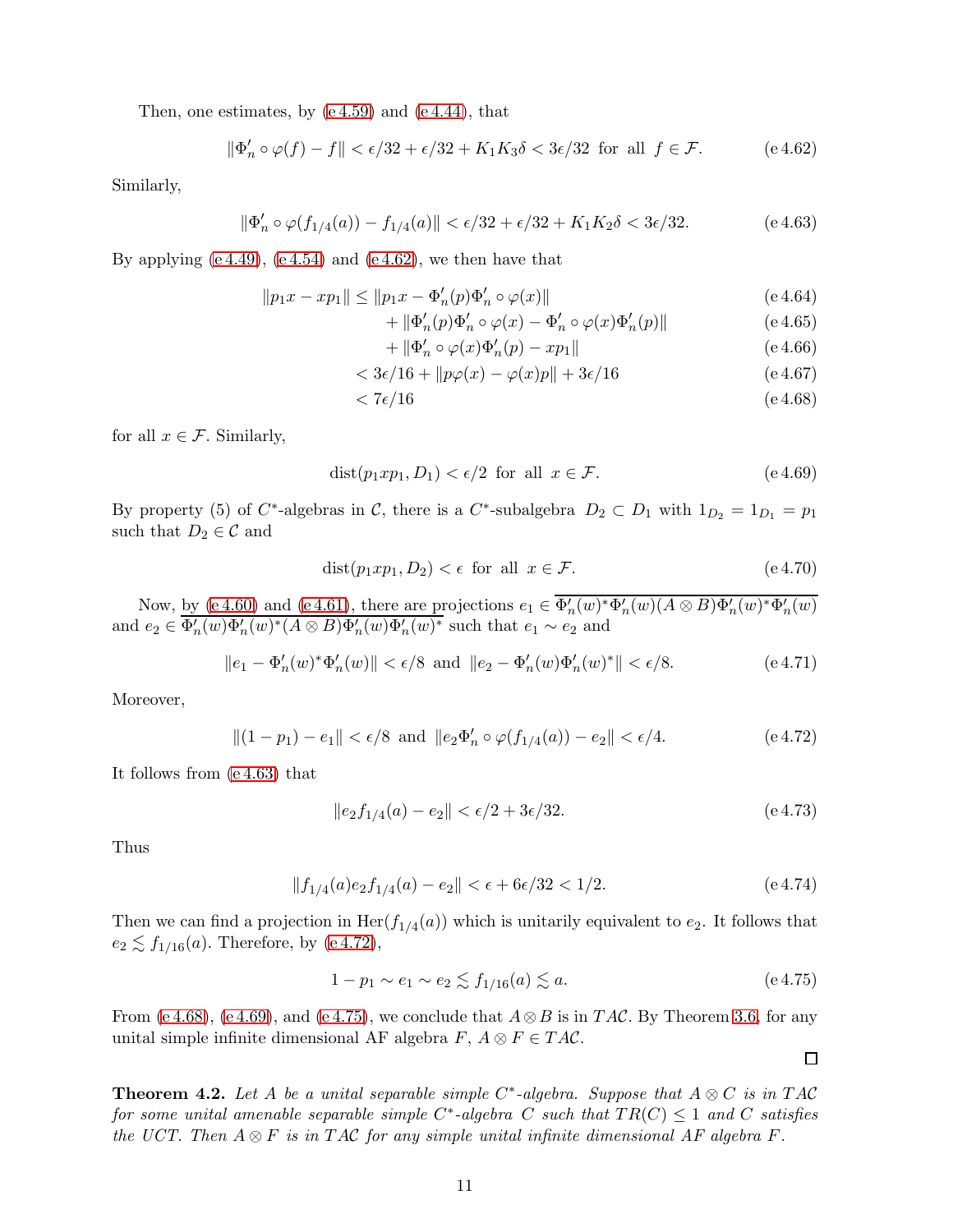Then, one estimates, by (e 4.59) and (e 4.44), that

$$\|\Phi_n' \circ \varphi(f) - f\| < \epsilon/32 + \epsilon/32 + K_1 K_3 \delta < 3\epsilon/32 \text{ for all } f \in \mathcal{F}. \tag{e 4.62}$$

Similarly,

$$\|\Phi_n' \circ \varphi(f_{1/4}(a)) - f_{1/4}(a)\| < \epsilon/32 + \epsilon/32 + K_1 K_2 \delta < 3\epsilon/32. \tag{e 4.63}$$

By applying (e 4.49), (e 4.54) and (e 4.62), we then have that

$$\|p_1 x - x p_1\| \le \|p_1 x - \Phi_n'(p) \Phi_n' \circ \varphi(x)\| \tag{e 4.64}$$

$$+ \|\Phi_n'(p) \Phi_n' \circ \varphi(x) - \Phi_n' \circ \varphi(x) \Phi_n'(p)\| \tag{e 4.65}$$

$$+ \|\Phi_n' \circ \varphi(x) \Phi_n'(p) - x p_1\| \tag{e 4.66}$$

$$< 3\epsilon/16 + \|p\varphi(x) - \varphi(x)p\| + 3\epsilon/16 \tag{e 4.67}$$

$$< 7\epsilon/16 \tag{e 4.68}$$

for all $x \in \mathcal{F}$. Similarly,

$$\mathrm{dist}(p_1 x p_1, D_1) < \epsilon/2 \text{ for all } x \in \mathcal{F}. \tag{e 4.69}$$

By property (5) of $C^*$-algebras in $\mathcal{C}$, there is a $C^*$-subalgebra $D_2 \subset D_1$ with $1_{D_2} = 1_{D_1} = p_1$ such that $D_2 \in \mathcal{C}$ and

$$\mathrm{dist}(p_1 x p_1, D_2) < \epsilon \text{ for all } x \in \mathcal{F}. \tag{e 4.70}$$

Now, by (e 4.60) and (e 4.61), there are projections $e_1 \in \overline{\Phi_n'(w)^* \Phi_n'(w)(A \otimes B)\Phi_n'(w)^* \Phi_n'(w)}$ and $e_2 \in \overline{\Phi_n'(w)\Phi_n'(w)^*(A \otimes B)\Phi_n'(w)\Phi_n'(w)^*}$ such that $e_1 \sim e_2$ and

$$\|e_1 - \Phi_n'(w)^* \Phi_n'(w)\| < \epsilon/8 \text{ and } \|e_2 - \Phi_n'(w)\Phi_n'(w)^*\| < \epsilon/8. \tag{e 4.71}$$

Moreover,

$$\|(1 - p_1) - e_1\| < \epsilon/8 \text{ and } \|e_2 \Phi_n' \circ \varphi(f_{1/4}(a)) - e_2\| < \epsilon/4. \tag{e 4.72}$$

It follows from (e 4.63) that

$$\|e_2 f_{1/4}(a) - e_2\| < \epsilon/2 + 3\epsilon/32. \tag{e 4.73}$$

Thus

$$\|f_{1/4}(a) e_2 f_{1/4}(a) - e_2\| < \epsilon + 6\epsilon/32 < 1/2. \tag{e 4.74}$$

Then we can find a projection in $\mathrm{Her}(f_{1/4}(a))$ which is unitarily equivalent to $e_2$. It follows that $e_2 \lesssim f_{1/16}(a)$. Therefore, by (e 4.72),

$$1 - p_1 \sim e_1 \sim e_2 \lesssim f_{1/16}(a) \lesssim a. \tag{e 4.75}$$

From (e 4.68), (e 4.69), and (e 4.75), we conclude that $A \otimes B$ is in $TAC$. By Theorem 3.6, for any unital simple infinite dimensional AF algebra $F$, $A \otimes F \in TAC$.

□

**Theorem 4.2.** *Let $A$ be a unital separable simple $C^*$-algebra. Suppose that $A \otimes C$ is in $TAC$ for some unital amenable separable simple $C^*$-algebra $C$ such that $TR(C) \le 1$ and $C$ satisfies the UCT. Then $A \otimes F$ is in $TAC$ for any simple unital infinite dimensional AF algebra $F$.*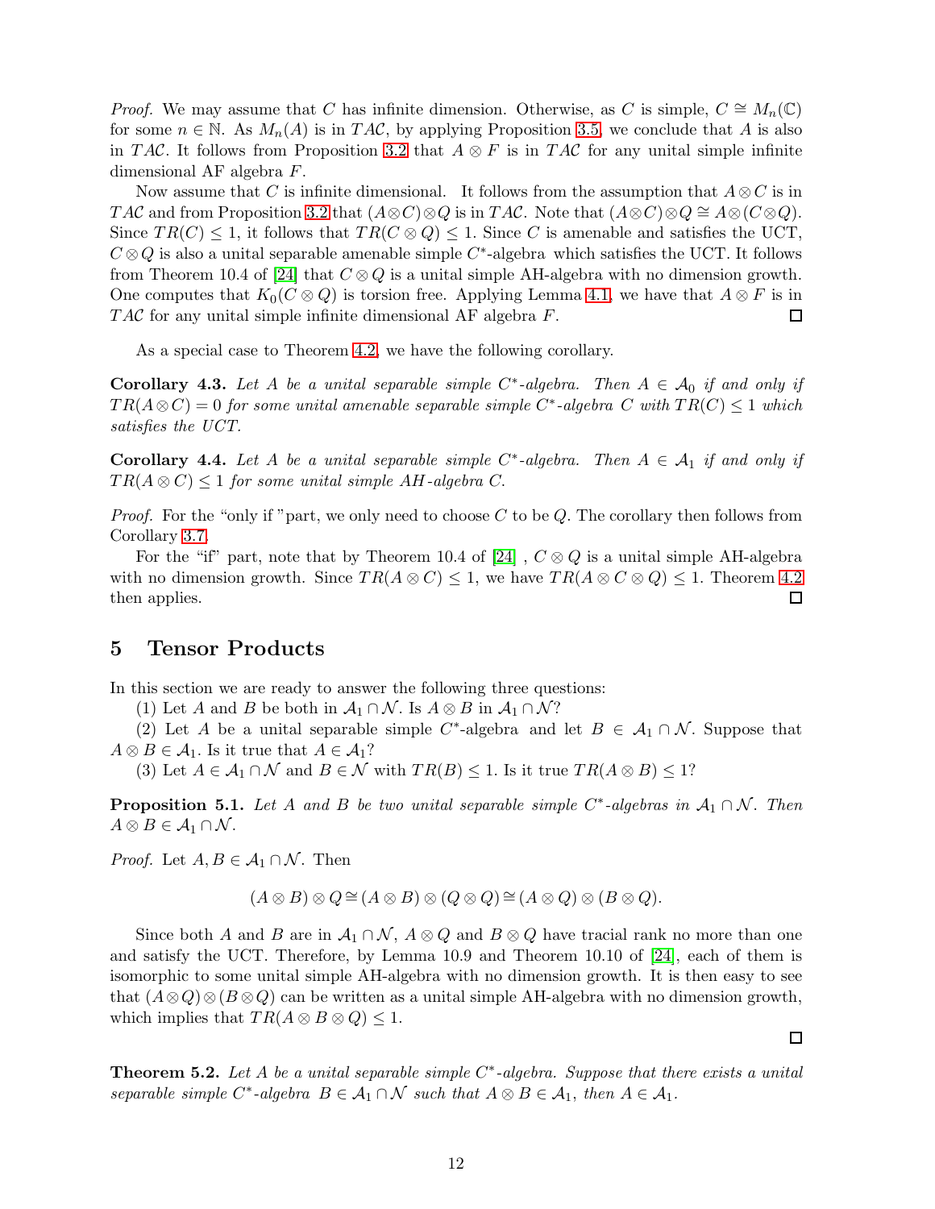*Proof.* We may assume that $C$ has infinite dimension. Otherwise, as $C$ is simple, $C \cong M_n(\mathbb{C})$ for some $n \in \mathbb{N}$. As $M_n(A)$ is in $TAC$, by applying Proposition 3.5, we conclude that $A$ is also in $TAC$. It follows from Proposition 3.2 that $A \otimes F$ is in $TAC$ for any unital simple infinite dimensional AF algebra $F$.

Now assume that $C$ is infinite dimensional. It follows from the assumption that $A \otimes C$ is in $TAC$ and from Proposition 3.2 that $(A \otimes C) \otimes Q$ is in $TAC$. Note that $(A \otimes C) \otimes Q \cong A \otimes (C \otimes Q)$. Since $TR(C) \leq 1$, it follows that $TR(C \otimes Q) \leq 1$. Since $C$ is amenable and satisfies the UCT, $C \otimes Q$ is also a unital separable amenable simple $C^*$-algebra which satisfies the UCT. It follows from Theorem 10.4 of [24] that $C \otimes Q$ is a unital simple AH-algebra with no dimension growth. One computes that $K_0(C \otimes Q)$ is torsion free. Applying Lemma 4.1, we have that $A \otimes F$ is in $TAC$ for any unital simple infinite dimensional AF algebra $F$. □

As a special case to Theorem 4.2, we have the following corollary.

**Corollary 4.3.** *Let $A$ be a unital separable simple $C^*$-algebra. Then $A \in \mathcal{A}_0$ if and only if $TR(A \otimes C) = 0$ for some unital amenable separable simple $C^*$-algebra $C$ with $TR(C) \leq 1$ which satisfies the UCT.*

**Corollary 4.4.** *Let $A$ be a unital separable simple $C^*$-algebra. Then $A \in \mathcal{A}_1$ if and only if $TR(A \otimes C) \leq 1$ for some unital simple AH-algebra $C$.*

*Proof.* For the "only if "part, we only need to choose $C$ to be $Q$. The corollary then follows from Corollary 3.7.

For the "if" part, note that by Theorem 10.4 of [24] , $C \otimes Q$ is a unital simple AH-algebra with no dimension growth. Since $TR(A \otimes C) \leq 1$, we have $TR(A \otimes C \otimes Q) \leq 1$. Theorem 4.2 then applies. □

## 5 Tensor Products

In this section we are ready to answer the following three questions:

(1) Let $A$ and $B$ be both in $\mathcal{A}_1 \cap \mathcal{N}$. Is $A \otimes B$ in $\mathcal{A}_1 \cap \mathcal{N}$?

(2) Let $A$ be a unital separable simple $C^*$-algebra and let $B \in \mathcal{A}_1 \cap \mathcal{N}$. Suppose that $A \otimes B \in \mathcal{A}_1$. Is it true that $A \in \mathcal{A}_1$?

(3) Let $A \in \mathcal{A}_1 \cap \mathcal{N}$ and $B \in \mathcal{N}$ with $TR(B) \leq 1$. Is it true $TR(A \otimes B) \leq 1$?

**Proposition 5.1.** *Let $A$ and $B$ be two unital separable simple $C^*$-algebras in $\mathcal{A}_1 \cap \mathcal{N}$. Then $A \otimes B \in \mathcal{A}_1 \cap \mathcal{N}$.*

*Proof.* Let $A, B \in \mathcal{A}_1 \cap \mathcal{N}$. Then

$$(A \otimes B) \otimes Q \cong (A \otimes B) \otimes (Q \otimes Q) \cong (A \otimes Q) \otimes (B \otimes Q).$$

Since both $A$ and $B$ are in $\mathcal{A}_1 \cap \mathcal{N}$, $A \otimes Q$ and $B \otimes Q$ have tracial rank no more than one and satisfy the UCT. Therefore, by Lemma 10.9 and Theorem 10.10 of [24], each of them is isomorphic to some unital simple AH-algebra with no dimension growth. It is then easy to see that $(A \otimes Q) \otimes (B \otimes Q)$ can be written as a unital simple AH-algebra with no dimension growth, which implies that $TR(A \otimes B \otimes Q) \leq 1$. □

**Theorem 5.2.** *Let $A$ be a unital separable simple $C^*$-algebra. Suppose that there exists a unital separable simple $C^*$-algebra $B \in \mathcal{A}_1 \cap \mathcal{N}$ such that $A \otimes B \in \mathcal{A}_1$, then $A \in \mathcal{A}_1$.*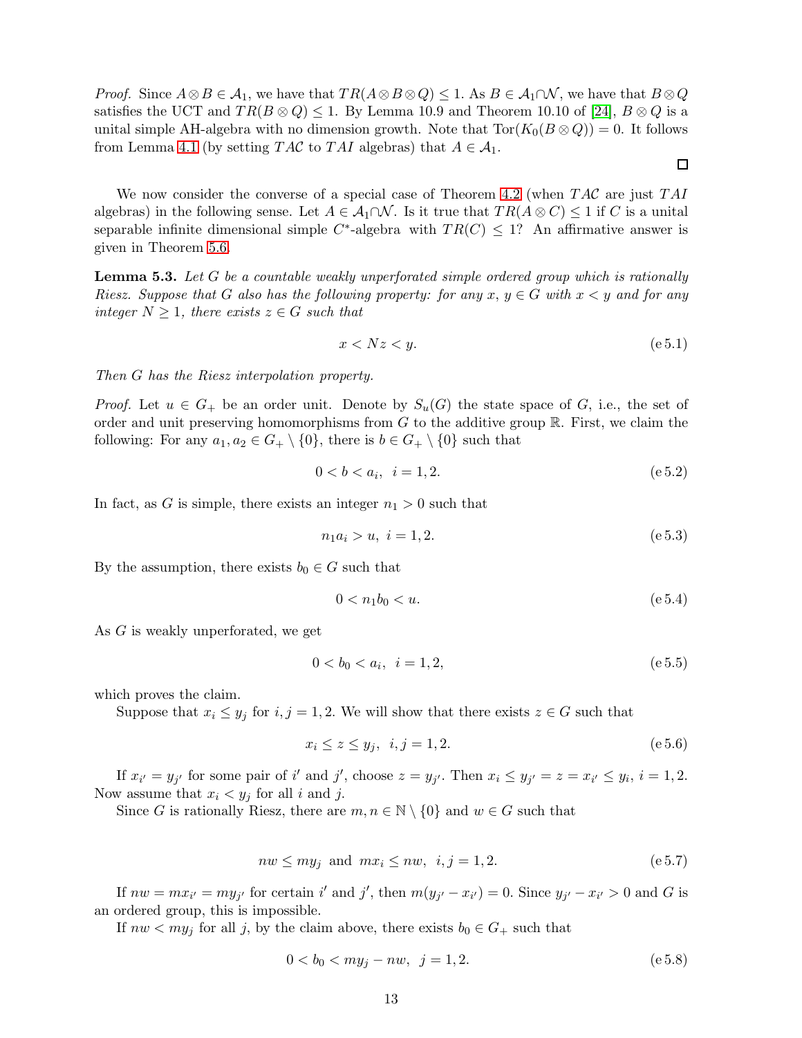*Proof.* Since $A \otimes B \in \mathcal{A}_1$, we have that $TR(A \otimes B \otimes Q) \le 1$. As $B \in \mathcal{A}_1 \cap \mathcal{N}$, we have that $B \otimes Q$ satisfies the UCT and $TR(B \otimes Q) \le 1$. By Lemma 10.9 and Theorem 10.10 of [24], $B \otimes Q$ is a unital simple AH-algebra with no dimension growth. Note that $\mathrm{Tor}(K_0(B \otimes Q)) = 0$. It follows from Lemma 4.1 (by setting $TA\mathcal{C}$ to $TAI$ algebras) that $A \in \mathcal{A}_1$.

□

We now consider the converse of a special case of Theorem 4.2 (when $TA\mathcal{C}$ are just $TAI$ algebras) in the following sense. Let $A \in \mathcal{A}_1 \cap \mathcal{N}$. Is it true that $TR(A \otimes C) \le 1$ if $C$ is a unital separable infinite dimensional simple $C^*$-algebra with $TR(C) \le 1$? An affirmative answer is given in Theorem 5.6.

**Lemma 5.3.** *Let $G$ be a countable weakly unperforated simple ordered group which is rationally Riesz. Suppose that $G$ also has the following property: for any $x, y \in G$ with $x < y$ and for any integer $N \ge 1$, there exists $z \in G$ such that*

$$x < Nz < y. \tag{e 5.1}$$

*Then $G$ has the Riesz interpolation property.*

*Proof.* Let $u \in G_+$ be an order unit. Denote by $S_u(G)$ the state space of $G$, i.e., the set of order and unit preserving homomorphisms from $G$ to the additive group $\mathbb{R}$. First, we claim the following: For any $a_1, a_2 \in G_+ \setminus \{0\}$, there is $b \in G_+ \setminus \{0\}$ such that

$$0 < b < a_i, \ \ i = 1, 2. \tag{e 5.2}$$

In fact, as $G$ is simple, there exists an integer $n_1 > 0$ such that

$$n_1 a_i > u, \ \ i = 1, 2. \tag{e 5.3}$$

By the assumption, there exists $b_0 \in G$ such that

$$0 < n_1 b_0 < u. \tag{e 5.4}$$

As $G$ is weakly unperforated, we get

$$0 < b_0 < a_i, \ \ i = 1, 2, \tag{e 5.5}$$

which proves the claim.

Suppose that $x_i \le y_j$ for $i, j = 1, 2$. We will show that there exists $z \in G$ such that

$$x_i \le z \le y_j, \ \ i, j = 1, 2. \tag{e 5.6}$$

If $x_{i'} = y_{j'}$ for some pair of $i'$ and $j'$, choose $z = y_{j'}$. Then $x_i \le y_{j'} = z = x_{i'} \le y_i$, $i = 1, 2$. Now assume that $x_i < y_j$ for all $i$ and $j$.

Since $G$ is rationally Riesz, there are $m, n \in \mathbb{N} \setminus \{0\}$ and $w \in G$ such that

$$nw \le my_j \ \text{ and } \ mx_i \le nw, \ \ i, j = 1, 2. \tag{e 5.7}$$

If $nw = mx_{i'} = my_{j'}$ for certain $i'$ and $j'$, then $m(y_{j'} - x_{i'}) = 0$. Since $y_{j'} - x_{i'} > 0$ and $G$ is an ordered group, this is impossible.

If $nw < my_j$ for all $j$, by the claim above, there exists $b_0 \in G_+$ such that

$$0 < b_0 < my_j - nw, \ \ j = 1, 2. \tag{e 5.8}$$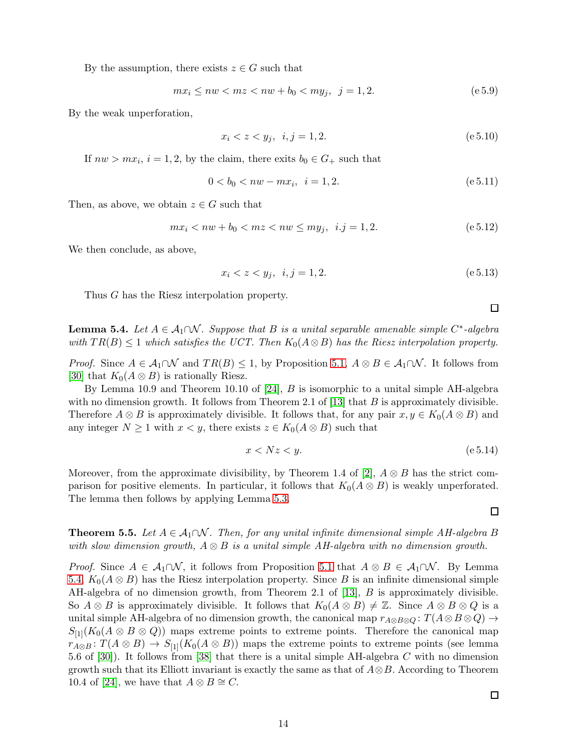By the assumption, there exists $z \in G$ such that

$$mx_i \le nw < mz < nw + b_0 < my_j, \;\; j = 1, 2. \tag{e 5.9}$$

By the weak unperforation,

$$x_i < z < y_j, \;\; i, j = 1, 2. \tag{e 5.10}$$

If $nw > mx_i$, $i = 1, 2$, by the claim, there exits $b_0 \in G_+$ such that

$$0 < b_0 < nw - mx_i, \;\; i = 1, 2. \tag{e 5.11}$$

Then, as above, we obtain $z \in G$ such that

$$mx_i < nw + b_0 < mz < nw \le my_j, \;\; i.j = 1, 2. \tag{e 5.12}$$

We then conclude, as above,

$$x_i < z < y_j, \;\; i, j = 1, 2. \tag{e 5.13}$$

Thus $G$ has the Riesz interpolation property.

□

**Lemma 5.4.** *Let $A \in \mathcal{A}_1 \cap \mathcal{N}$. Suppose that $B$ is a unital separable amenable simple $C^*$-algebra with $TR(B) \le 1$ which satisfies the UCT. Then $K_0(A \otimes B)$ has the Riesz interpolation property.*

*Proof.* Since $A \in \mathcal{A}_1 \cap \mathcal{N}$ and $TR(B) \le 1$, by Proposition 5.1, $A \otimes B \in \mathcal{A}_1 \cap \mathcal{N}$. It follows from [30] that $K_0(A \otimes B)$ is rationally Riesz.

By Lemma 10.9 and Theorem 10.10 of [24], $B$ is isomorphic to a unital simple AH-algebra with no dimension growth. It follows from Theorem 2.1 of [13] that $B$ is approximately divisible. Therefore $A \otimes B$ is approximately divisible. It follows that, for any pair $x, y \in K_0(A \otimes B)$ and any integer $N \ge 1$ with $x < y$, there exists $z \in K_0(A \otimes B)$ such that

$$x < Nz < y. \tag{e 5.14}$$

Moreover, from the approximate divisibility, by Theorem 1.4 of [2], $A \otimes B$ has the strict comparison for positive elements. In particular, it follows that $K_0(A \otimes B)$ is weakly unperforated. The lemma then follows by applying Lemma 5.3.

□

**Theorem 5.5.** *Let $A \in \mathcal{A}_1 \cap \mathcal{N}$. Then, for any unital infinite dimensional simple AH-algebra $B$ with slow dimension growth, $A \otimes B$ is a unital simple AH-algebra with no dimension growth.*

*Proof.* Since $A \in \mathcal{A}_1 \cap \mathcal{N}$, it follows from Proposition 5.1 that $A \otimes B \in \mathcal{A}_1 \cap \mathcal{N}$. By Lemma 5.4, $K_0(A \otimes B)$ has the Riesz interpolation property. Since $B$ is an infinite dimensional simple AH-algebra of no dimension growth, from Theorem 2.1 of [13], $B$ is approximately divisible. So $A \otimes B$ is approximately divisible. It follows that $K_0(A \otimes B) \ne \mathbb{Z}$. Since $A \otimes B \otimes Q$ is a unital simple AH-algebra of no dimension growth, the canonical map $r_{A \otimes B \otimes Q} \colon T(A \otimes B \otimes Q) \to S_{[1]}(K_0(A \otimes B \otimes Q))$ maps extreme points to extreme points. Therefore the canonical map $r_{A \otimes B} \colon T(A \otimes B) \to S_{[1]}(K_0(A \otimes B))$ maps the extreme points to extreme points (see lemma 5.6 of [30]). It follows from [38] that there is a unital simple AH-algebra $C$ with no dimension growth such that its Elliott invariant is exactly the same as that of $A \otimes B$. According to Theorem 10.4 of [24], we have that $A \otimes B \cong C$.

□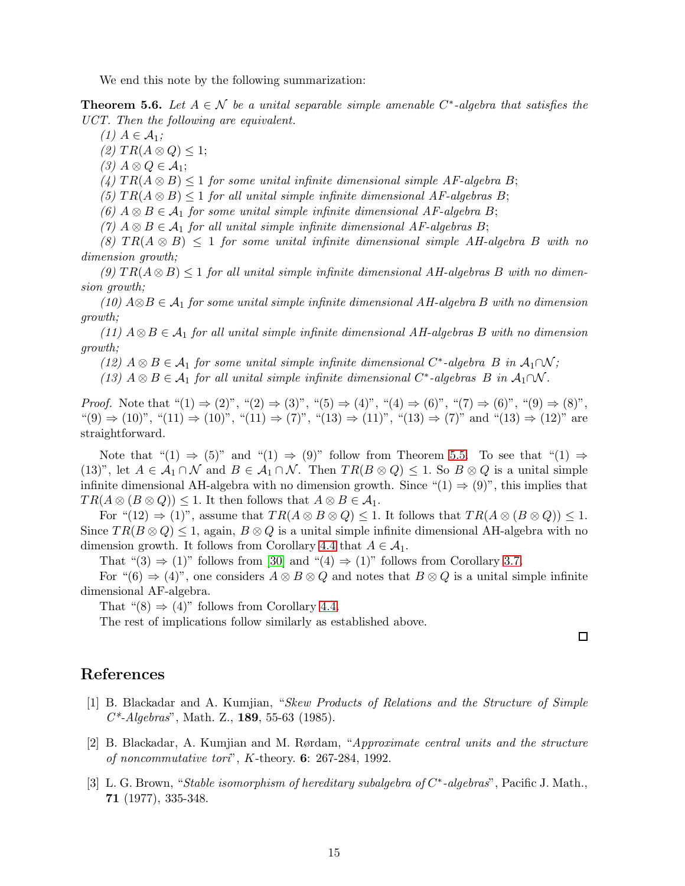We end this note by the following summarization:

**Theorem 5.6.** *Let $A \in \mathcal{N}$ be a unital separable simple amenable $C^*$-algebra that satisfies the UCT. Then the following are equivalent.*

*(1) $A \in \mathcal{A}_1$;*

*(2) $TR(A \otimes Q) \leq 1$;*

*(3) $A \otimes Q \in \mathcal{A}_1$;*

*(4) $TR(A \otimes B) \leq 1$ for some unital infinite dimensional simple AF-algebra $B$;*

*(5) $TR(A \otimes B) \leq 1$ for all unital simple infinite dimensional AF-algebras $B$;*

*(6) $A \otimes B \in \mathcal{A}_1$ for some unital simple infinite dimensional AF-algebra $B$;*

*(7) $A \otimes B \in \mathcal{A}_1$ for all unital simple infinite dimensional AF-algebras $B$;*

*(8) $TR(A \otimes B) \leq 1$ for some unital infinite dimensional simple AH-algebra $B$ with no dimension growth;*

*(9) $TR(A \otimes B) \leq 1$ for all unital simple infinite dimensional AH-algebras $B$ with no dimension growth;*

*(10) $A \otimes B \in \mathcal{A}_1$ for some unital simple infinite dimensional AH-algebra $B$ with no dimension growth;*

*(11) $A \otimes B \in \mathcal{A}_1$ for all unital simple infinite dimensional AH-algebras $B$ with no dimension growth;*

*(12) $A \otimes B \in \mathcal{A}_1$ for some unital simple infinite dimensional $C^*$-algebra $B$ in $\mathcal{A}_1 \cap \mathcal{N}$;*

*(13) $A \otimes B \in \mathcal{A}_1$ for all unital simple infinite dimensional $C^*$-algebras $B$ in $\mathcal{A}_1 \cap \mathcal{N}$.*

*Proof.* Note that "(1) $\Rightarrow$ (2)", "(2) $\Rightarrow$ (3)", "(5) $\Rightarrow$ (4)", "(4) $\Rightarrow$ (6)", "(7) $\Rightarrow$ (6)", "(9) $\Rightarrow$ (8)", "(9) $\Rightarrow$ (10)", "(11) $\Rightarrow$ (10)", "(11) $\Rightarrow$ (7)", "(13) $\Rightarrow$ (11)", "(13) $\Rightarrow$ (7)" and "(13) $\Rightarrow$ (12)" are straightforward.

Note that "(1) $\Rightarrow$ (5)" and "(1) $\Rightarrow$ (9)" follow from Theorem 5.5. To see that "(1) $\Rightarrow$ (13)", let $A \in \mathcal{A}_1 \cap \mathcal{N}$ and $B \in \mathcal{A}_1 \cap \mathcal{N}$. Then $TR(B \otimes Q) \leq 1$. So $B \otimes Q$ is a unital simple infinite dimensional AH-algebra with no dimension growth. Since "(1) $\Rightarrow$ (9)", this implies that $TR(A \otimes (B \otimes Q)) \leq 1$. It then follows that $A \otimes B \in \mathcal{A}_1$.

For "(12) $\Rightarrow$ (1)", assume that $TR(A \otimes B \otimes Q) \leq 1$. It follows that $TR(A \otimes (B \otimes Q)) \leq 1$. Since $TR(B \otimes Q) \leq 1$, again, $B \otimes Q$ is a unital simple infinite dimensional AH-algebra with no dimension growth. It follows from Corollary 4.4 that $A \in \mathcal{A}_1$.

That "(3) $\Rightarrow$ (1)" follows from [30] and "(4) $\Rightarrow$ (1)" follows from Corollary 3.7.

For "(6) $\Rightarrow$ (4)", one considers $A \otimes B \otimes Q$ and notes that $B \otimes Q$ is a unital simple infinite dimensional AF-algebra.

That "(8) $\Rightarrow$ (4)" follows from Corollary 4.4.

The rest of implications follow similarly as established above. ∎

# References

[1] B. Blackadar and A. Kumjian, "*Skew Products of Relations and the Structure of Simple $C^*$-Algebras*", Math. Z., **189**, 55-63 (1985).

[2] B. Blackadar, A. Kumjian and M. Rørdam, "*Approximate central units and the structure of noncommutative tori*", $K$-theory. **6**: 267-284, 1992.

[3] L. G. Brown, "*Stable isomorphism of hereditary subalgebra of $C^*$-algebras*", Pacific J. Math., **71** (1977), 335-348.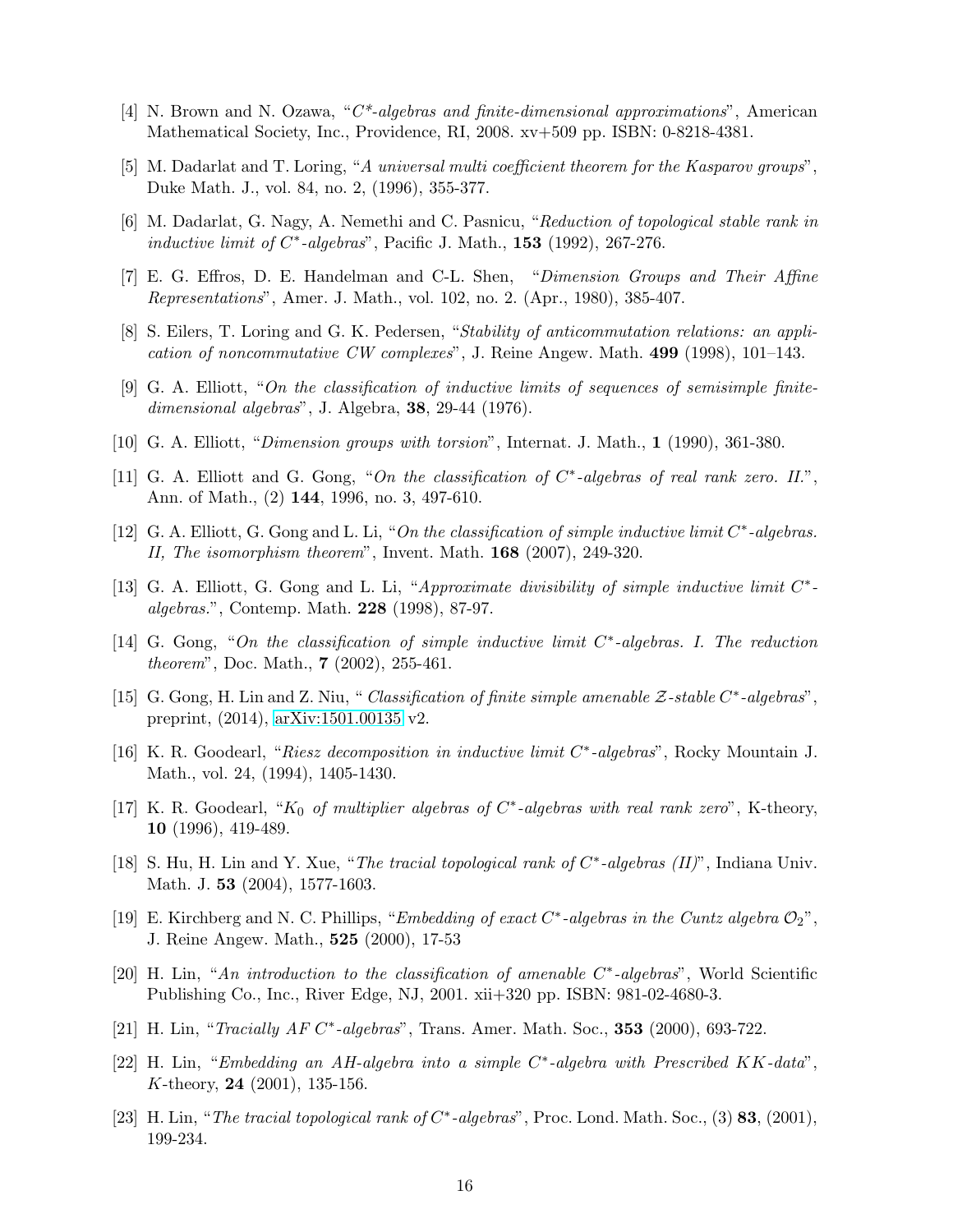[4] N. Brown and N. Ozawa, "*$C^*$-algebras and finite-dimensional approximations*", American Mathematical Society, Inc., Providence, RI, 2008. xv+509 pp. ISBN: 0-8218-4381.

[5] M. Dadarlat and T. Loring, "*A universal multi coefficient theorem for the Kasparov groups*", Duke Math. J., vol. 84, no. 2, (1996), 355-377.

[6] M. Dadarlat, G. Nagy, A. Nemethi and C. Pasnicu, "*Reduction of topological stable rank in inductive limit of $C^*$-algebras*", Pacific J. Math., **153** (1992), 267-276.

[7] E. G. Effros, D. E. Handelman and C-L. Shen, "*Dimension Groups and Their Affine Representations*", Amer. J. Math., vol. 102, no. 2. (Apr., 1980), 385-407.

[8] S. Eilers, T. Loring and G. K. Pedersen, "*Stability of anticommutation relations: an application of noncommutative CW complexes*", J. Reine Angew. Math. **499** (1998), 101–143.

[9] G. A. Elliott, "*On the classification of inductive limits of sequences of semisimple finite-dimensional algebras*", J. Algebra, **38**, 29-44 (1976).

[10] G. A. Elliott, "*Dimension groups with torsion*", Internat. J. Math., **1** (1990), 361-380.

[11] G. A. Elliott and G. Gong, "*On the classification of $C^*$-algebras of real rank zero. II.*", Ann. of Math., (2) **144**, 1996, no. 3, 497-610.

[12] G. A. Elliott, G. Gong and L. Li, "*On the classification of simple inductive limit $C^*$-algebras. II, The isomorphism theorem*", Invent. Math. **168** (2007), 249-320.

[13] G. A. Elliott, G. Gong and L. Li, "*Approximate divisibility of simple inductive limit $C^*$-algebras.*", Contemp. Math. **228** (1998), 87-97.

[14] G. Gong, "*On the classification of simple inductive limit $C^*$-algebras. I. The reduction theorem*", Doc. Math., **7** (2002), 255-461.

[15] G. Gong, H. Lin and Z. Niu, " *Classification of finite simple amenable $\mathcal{Z}$-stable $C^*$-algebras*", preprint, (2014), arXiv:1501.00135 v2.

[16] K. R. Goodearl, "*Riesz decomposition in inductive limit $C^*$-algebras*", Rocky Mountain J. Math., vol. 24, (1994), 1405-1430.

[17] K. R. Goodearl, "*$K_0$ of multiplier algebras of $C^*$-algebras with real rank zero*", K-theory, **10** (1996), 419-489.

[18] S. Hu, H. Lin and Y. Xue, "*The tracial topological rank of $C^*$-algebras (II)*", Indiana Univ. Math. J. **53** (2004), 1577-1603.

[19] E. Kirchberg and N. C. Phillips, "*Embedding of exact $C^*$-algebras in the Cuntz algebra $\mathcal{O}_2$*", J. Reine Angew. Math., **525** (2000), 17-53

[20] H. Lin, "*An introduction to the classification of amenable $C^*$-algebras*", World Scientific Publishing Co., Inc., River Edge, NJ, 2001. xii+320 pp. ISBN: 981-02-4680-3.

[21] H. Lin, "*Tracially AF $C^*$-algebras*", Trans. Amer. Math. Soc., **353** (2000), 693-722.

[22] H. Lin, "*Embedding an AH-algebra into a simple $C^*$-algebra with Prescribed $KK$-data*", $K$-theory, **24** (2001), 135-156.

[23] H. Lin, "*The tracial topological rank of $C^*$-algebras*", Proc. Lond. Math. Soc., (3) **83**, (2001), 199-234.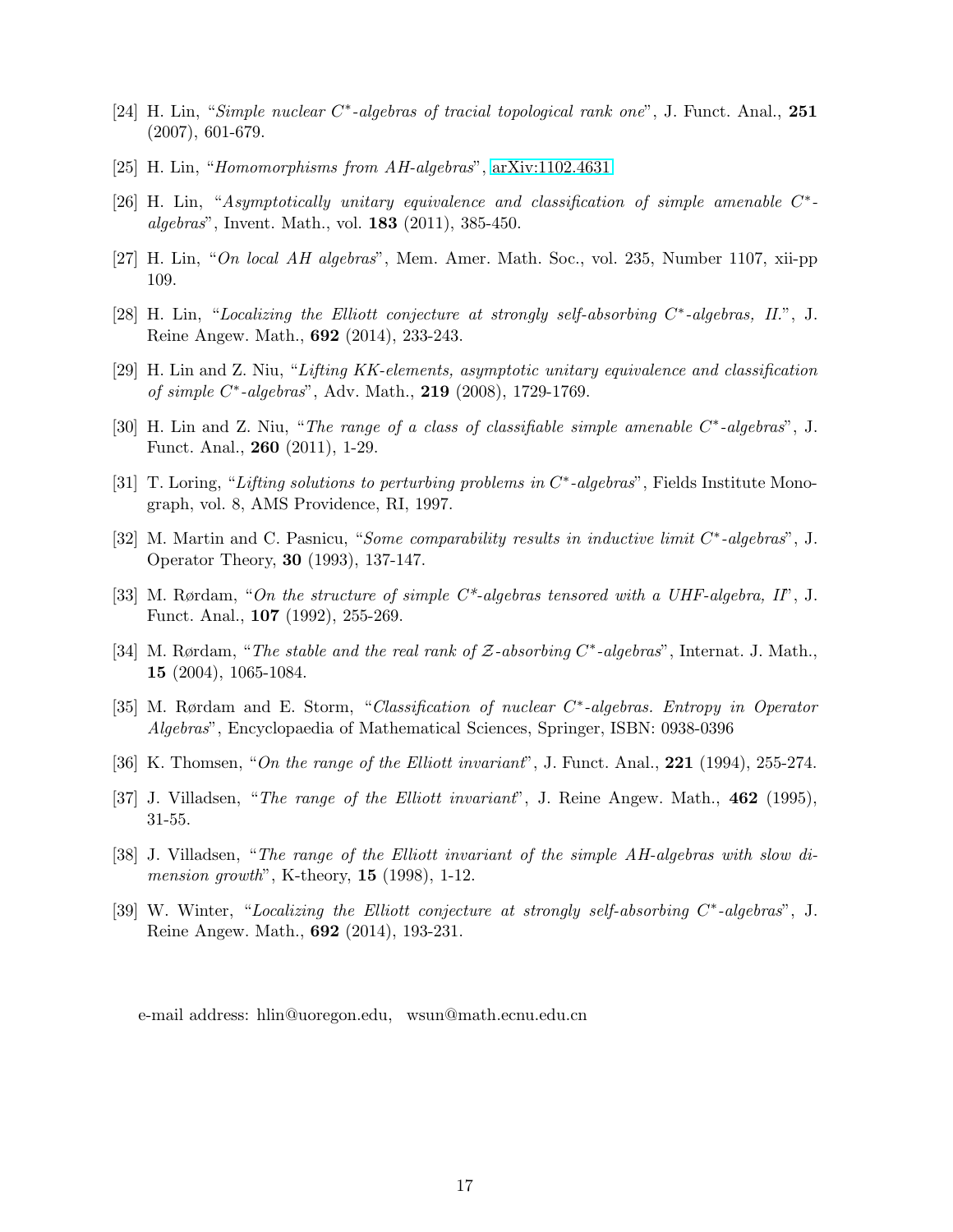[24] H. Lin, "*Simple nuclear $C^*$-algebras of tracial topological rank one*", J. Funct. Anal., **251** (2007), 601-679.

[25] H. Lin, "*Homomorphisms from AH-algebras*", arXiv:1102.4631

[26] H. Lin, "*Asymptotically unitary equivalence and classification of simple amenable $C^*$-algebras*", Invent. Math., vol. **183** (2011), 385-450.

[27] H. Lin, "*On local AH algebras*", Mem. Amer. Math. Soc., vol. 235, Number 1107, xii-pp 109.

[28] H. Lin, "*Localizing the Elliott conjecture at strongly self-absorbing $C^*$-algebras, II.*", J. Reine Angew. Math., **692** (2014), 233-243.

[29] H. Lin and Z. Niu, "*Lifting KK-elements, asymptotic unitary equivalence and classification of simple $C^*$-algebras*", Adv. Math., **219** (2008), 1729-1769.

[30] H. Lin and Z. Niu, "*The range of a class of classifiable simple amenable $C^*$-algebras*", J. Funct. Anal., **260** (2011), 1-29.

[31] T. Loring, "*Lifting solutions to perturbing problems in $C^*$-algebras*", Fields Institute Monograph, vol. 8, AMS Providence, RI, 1997.

[32] M. Martin and C. Pasnicu, "*Some comparability results in inductive limit $C^*$-algebras*", J. Operator Theory, **30** (1993), 137-147.

[33] M. Rørdam, "*On the structure of simple $C^*$-algebras tensored with a UHF-algebra, II*", J. Funct. Anal., **107** (1992), 255-269.

[34] M. Rørdam, "*The stable and the real rank of $\mathcal{Z}$-absorbing $C^*$-algebras*", Internat. J. Math., **15** (2004), 1065-1084.

[35] M. Rørdam and E. Storm, "*Classification of nuclear $C^*$-algebras. Entropy in Operator Algebras*", Encyclopaedia of Mathematical Sciences, Springer, ISBN: 0938-0396

[36] K. Thomsen, "*On the range of the Elliott invariant*", J. Funct. Anal., **221** (1994), 255-274.

[37] J. Villadsen, "*The range of the Elliott invariant*", J. Reine Angew. Math., **462** (1995), 31-55.

[38] J. Villadsen, "*The range of the Elliott invariant of the simple AH-algebras with slow dimension growth*", K-theory, **15** (1998), 1-12.

[39] W. Winter, "*Localizing the Elliott conjecture at strongly self-absorbing $C^*$-algebras*", J. Reine Angew. Math., **692** (2014), 193-231.

e-mail address: hlin@uoregon.edu, wsun@math.ecnu.edu.cn